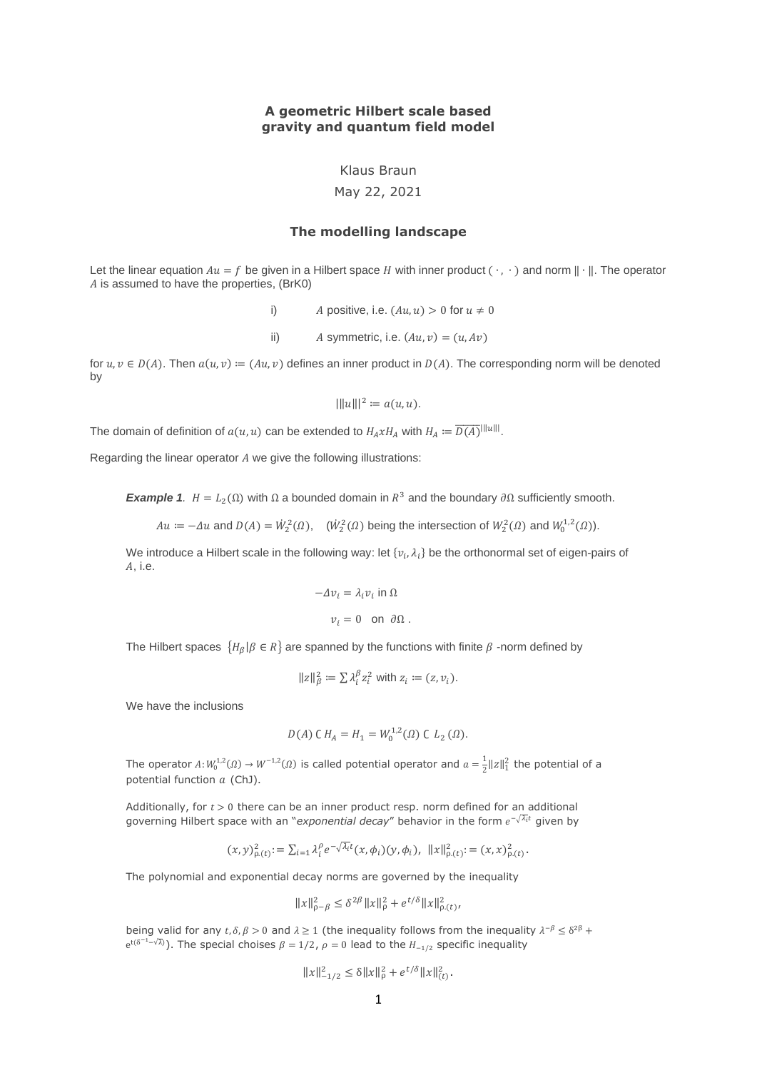# A geometric Hilbert scale based gravity and quantum field model

Klaus Braun

May 22, 2021

## The modelling landscape

Let the linear equation $Au = f$ be given in a Hilbert space $H$ with inner product $(\cdot,\cdot)$ and norm $\|\cdot\|$. The operator $A$ is assumed to have the properties, (BrK0)

i) $A$ positive, i.e. $(Au, u) > 0$ for $u \neq 0$

ii) $A$ symmetric, i.e. $(Au, v) = (u, Av)$

for $u, v \in D(A)$. Then $a(u, v) := (Au, v)$ defines an inner product in $D(A)$. The corresponding norm will be denoted by

$$|\|u\||^2 := a(u, u).$$

The domain of definition of $a(u, u)$ can be extended to $H_A x H_A$ with $H_A := \overline{D(A)}^{|\|u\||}$.

Regarding the linear operator $A$ we give the following illustrations:

***Example 1***. $H = L_2(\Omega)$ with $\Omega$ a bounded domain in $R^3$ and the boundary $\partial\Omega$ sufficiently smooth.

$Au := -\Delta u$ and $D(A) = \dot{W}_2^2(\Omega)$, ($\dot{W}_2^2(\Omega)$ being the intersection of $W_2^2(\Omega)$ and $W_0^{1,2}(\Omega)$).

We introduce a Hilbert scale in the following way: let $\{v_i, \lambda_i\}$ be the orthonormal set of eigen-pairs of $A$, i.e.

$$-\Delta v_i = \lambda_i v_i \text{ in } \Omega$$

$$v_i = 0 \quad \text{on } \partial\Omega .$$

The Hilbert spaces $\{H_\beta | \beta \in R\}$ are spanned by the functions with finite $\beta$ -norm defined by

$$\|z\|_\beta^2 := \sum \lambda_i^\beta z_i^2 \text{ with } z_i := (z, v_i).$$

We have the inclusions

$$D(A) \subset H_A = H_1 = W_0^{1,2}(\Omega) \subset L_2(\Omega).$$

The operator $A: W_0^{1,2}(\Omega) \to W^{-1,2}(\Omega)$ is called potential operator and $a = \frac{1}{2}\|z\|_1^2$ the potential of a potential function $a$ (ChJ).

Additionally, for $t > 0$ there can be an inner product resp. norm defined for an additional governing Hilbert space with an "*exponential decay*" behavior in the form $e^{-\sqrt{\lambda_i}t}$ given by

$$(x, y)_{\rho,(t)}^2 := \sum_{i=1} \lambda_i^\rho e^{-\sqrt{\lambda_i}t}(x, \phi_i)(y, \phi_i), \ \|x\|_{\rho,(t)}^2 := (x, x)_{\rho,(t)}^2.$$

The polynomial and exponential decay norms are governed by the inequality

$$\|x\|_{\rho-\beta}^2 \leq \delta^{2\beta}\|x\|_\rho^2 + e^{t/\delta}\|x\|_{\rho,(t)}^2,$$

being valid for any $t, \delta, \beta > 0$ and $\lambda \geq 1$ (the inequality follows from the inequality $\lambda^{-\beta} \leq \delta^{2\beta} + e^{t(\delta^{-1}-\sqrt{\lambda})}$). The special choises $\beta = 1/2$, $\rho = 0$ lead to the $H_{-1/2}$ specific inequality

$$\|x\|_{-1/2}^2 \leq \delta\|x\|_\rho^2 + e^{t/\delta}\|x\|_{(t)}^2.$$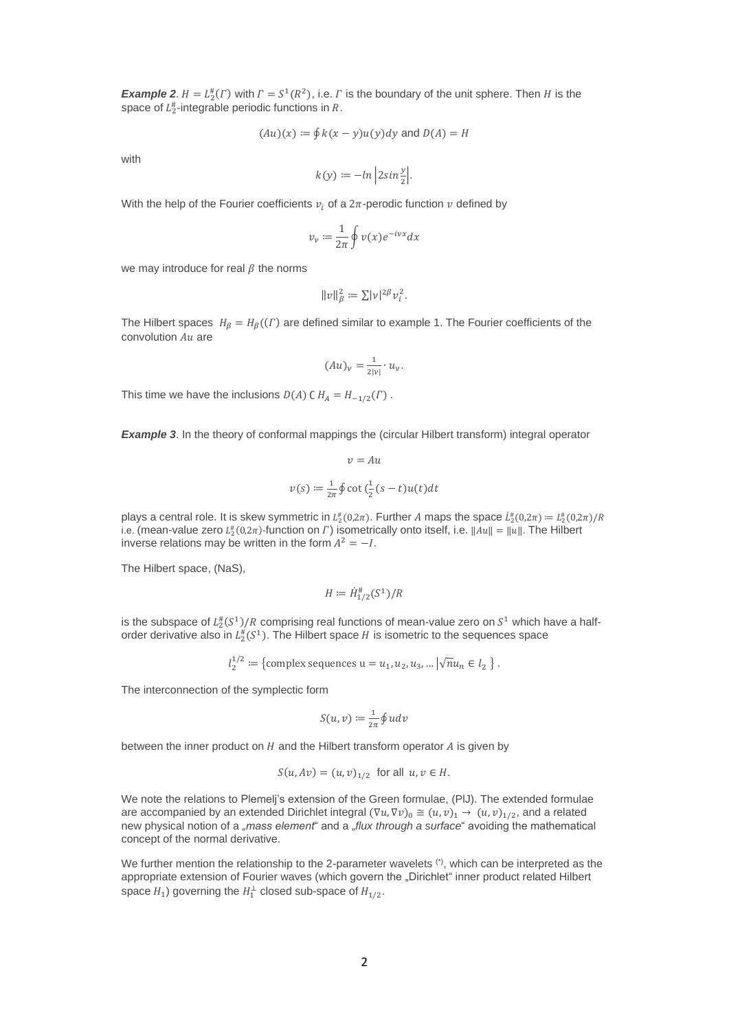***Example 2***. $H = L_2^\#(\Gamma)$ with $\Gamma = S^1(R^2)$, i.e. $\Gamma$ is the boundary of the unit sphere. Then $H$ is the space of $L_2^\#$-integrable periodic functions in $R$.

$$(Au)(x) := \oint k(x-y)u(y)dy \text{ and } D(A) = H$$

with

$$k(y) := -\ln\left|2\sin\frac{y}{2}\right|.$$

With the help of the Fourier coefficients $v_i$ of a $2\pi$-perodic function $v$ defined by

$$v_\nu := \frac{1}{2\pi}\oint v(x)e^{-i\nu x}dx$$

we may introduce for real $\beta$ the norms

$$\|v\|_\beta^2 := \sum|\nu|^{2\beta}v_i^2.$$

The Hilbert spaces $H_\beta = H_\beta((\Gamma)$ are defined similar to example 1. The Fourier coefficients of the convolution $Au$ are

$$(Au)_\nu = \frac{1}{2|\nu|}\cdot u_\nu.$$

This time we have the inclusions $D(A) \subset H_A = H_{-1/2}(\Gamma)$ .

***Example 3***. In the theory of conformal mappings the (circular Hilbert transform) integral operator

$$v = Au$$

$$v(s) := \frac{1}{2\pi}\oint \cot\left(\frac{1}{2}(s-t)u(t)dt\right.$$

plays a central role. It is skew symmetric in $L_2^\#(0,2\pi)$. Further $A$ maps the space $\dot{L}_2^\#(0,2\pi) := L_2^\#(0,2\pi)/R$ i.e. (mean-value zero $L_2^\#(0,2\pi)$-function on $\Gamma$) isometrically onto itself, i.e. $\|Au\| = \|u\|$. The Hilbert inverse relations may be written in the form $A^2 = -I$.

The Hilbert space, (NaS),

$$H := \dot{H}_{1/2}^\#(S^1)/R$$

is the subspace of $L_2^\#(S^1)/R$ comprising real functions of mean-value zero on $S^1$ which have a half-order derivative also in $L_2^\#(S^1)$. The Hilbert space $H$ is isometric to the sequences space

$$l_2^{1/2} := \left\{\text{complex sequences } \mathrm{u} = u_1, u_2, u_3, \ldots \middle| \sqrt{n}u_n \in l_2\right\}.$$

The interconnection of the symplectic form

$$S(u,v) := \frac{1}{2\pi}\oint u dv$$

between the inner product on $H$ and the Hilbert transform operator $A$ is given by

$$S(u, Av) = (u,v)_{1/2} \text{ for all } u,v \in H.$$

We note the relations to Plemelj's extension of the Green formulae, (PlJ). The extended formulae are accompanied by an extended Dirichlet integral $(\nabla u, \nabla v)_0 \cong (u,v)_1 \to (u,v)_{1/2}$, and a related new physical notion of a *„mass element*" and a *„flux through a surface*" avoiding the mathematical concept of the normal derivative.

We further mention the relationship to the 2-parameter wavelets (*), which can be interpreted as the appropriate extension of Fourier waves (which govern the „Dirichlet" inner product related Hilbert space $H_1$) governing the $H_1^\perp$ closed sub-space of $H_{1/2}$.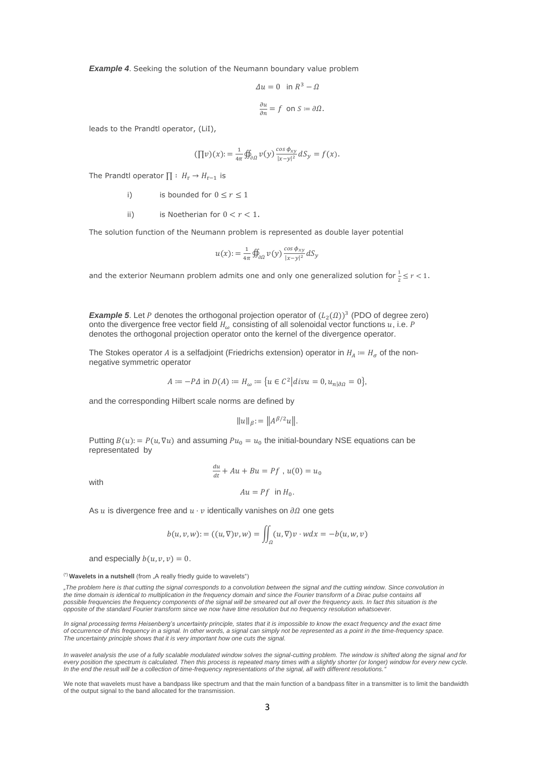***Example 4***. Seeking the solution of the Neumann boundary value problem

$$\Delta u = 0 \quad \text{in } R^3 - \Omega$$

$$\frac{\partial u}{\partial n} = f \quad \text{on } S := \partial\Omega.$$

leads to the Prandtl operator, (LiI),

$$(\prod v)(x) := \frac{1}{4\pi} \oiint_{\partial\Omega} v(y) \frac{\cos\phi_{xy}}{|x-y|^2} dS_y = f(x).$$

The Prandtl operator $\prod : H_r \to H_{r-1}$ is

i) is bounded for $0 \leq r \leq 1$

ii) is Noetherian for $0 < r < 1$.

The solution function of the Neumann problem is represented as double layer potential

$$u(x) := \frac{1}{4\pi} \oiint_{\partial\Omega} v(y) \frac{\cos\phi_{xy}}{|x-y|^2} dS_y$$

and the exterior Neumann problem admits one and only one generalized solution for $\frac{1}{2} \leq r < 1$.

***Example 5***. Let $P$ denotes the orthogonal projection operator of $(L_2(\Omega))^3$ (PDO of degree zero) onto the divergence free vector field $H_\omega$ consisting of all solenoidal vector functions $u$, i.e. $P$ denotes the orthogonal projection operator onto the kernel of the divergence operator.

The Stokes operator $A$ is a selfadjoint (Friedrichs extension) operator in $H_A := H_\sigma$ of the non-negative symmetric operator

$$A := -P\Delta \text{ in } D(A) := H_\omega := \{u \in C^2 | div u = 0, u_{n|\partial\Omega} = 0\},$$

and the corresponding Hilbert scale norms are defined by

$$\|u\|_\beta := \|A^{\beta/2}u\|.$$

Putting $B(u) := P(u, \nabla u)$ and assuming $Pu_0 = u_0$ the initial-boundary NSE equations can be representated by

$$\frac{du}{dt} + Au + Bu = Pf \;,\; u(0) = u_0$$

with

$$Au = Pf \quad \text{in } H_0.$$

As $u$ is divergence free and $u \cdot v$ identically vanishes on $\partial\Omega$ one gets

$$b(u,v,w) := ((u,\nabla)v, w) = \iint_\Omega (u,\nabla)v \cdot w dx = -b(u,w,v)$$

and especially $b(u,v,v) = 0$.

(*) **Wavelets in a nutshell** (from „A really friedly guide to wavelets")

*„The problem here is that cutting the signal corresponds to a convolution between the signal and the cutting window. Since convolution in the time domain is identical to multiplication in the frequency domain and since the Fourier transform of a Dirac pulse contains all possible frequencies the frequency components of the signal will be smeared out all over the frequency axis. In fact this situation is the opposite of the standard Fourier transform since we now have time resolution but no frequency resolution whatsoever.*

*In signal processing terms Heisenberg's uncertainty principle, states that it is impossible to know the exact frequency and the exact time of occurrence of this frequency in a signal. In other words, a signal can simply not be represented as a point in the time-frequency space. The uncertainty principle shows that it is very important how one cuts the signal.*

*In wavelet analysis the use of a fully scalable modulated window solves the signal-cutting problem. The window is shifted along the signal and for every position the spectrum is calculated. Then this process is repeated many times with a slightly shorter (or longer) window for every new cycle. In the end the result will be a collection of time-frequency representations of the signal, all with different resolutions."*

We note that wavelets must have a bandpass like spectrum and that the main function of a bandpass filter in a transmitter is to limit the bandwidth of the output signal to the band allocated for the transmission.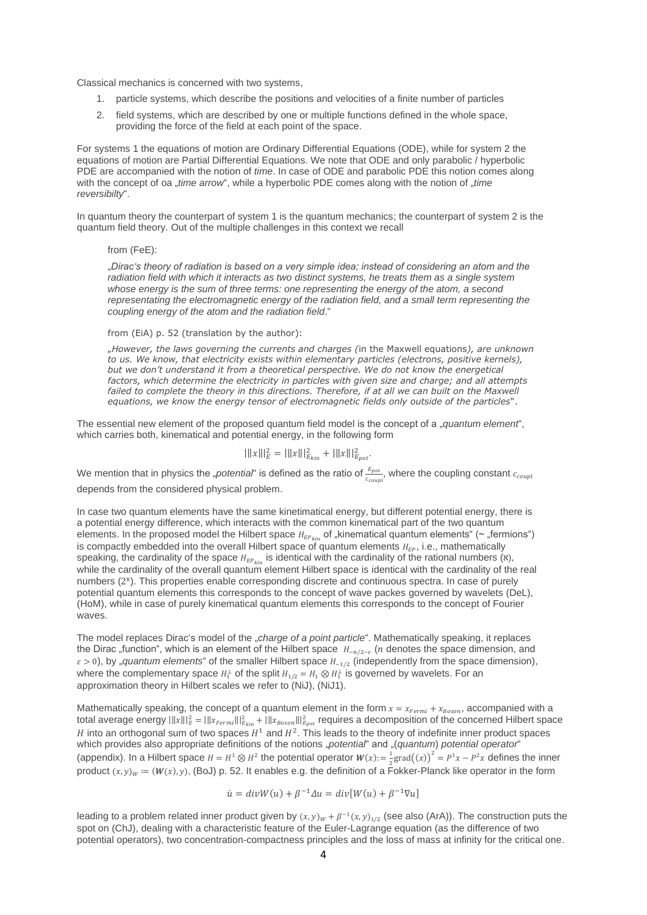Classical mechanics is concerned with two systems,

1. particle systems, which describe the positions and velocities of a finite number of particles
2. field systems, which are described by one or multiple functions defined in the whole space, providing the force of the field at each point of the space.

For systems 1 the equations of motion are Ordinary Differential Equations (ODE), while for system 2 the equations of motion are Partial Differential Equations. We note that ODE and only parabolic / hyperbolic PDE are accompanied with the notion of *time*. In case of ODE and parabolic PDE this notion comes along with the concept of oa „*time arrow*", while a hyperbolic PDE comes along with the notion of „*time reversibilty*".

In quantum theory the counterpart of system 1 is the quantum mechanics; the counterpart of system 2 is the quantum field theory. Out of the multiple challenges in this context we recall

from (FeE):

„*Dirac's theory of radiation is based on a very simple idea; instead of considering an atom and the radiation field with which it interacts as two distinct systems, he treats them as a single system whose energy is the sum of three terms: one representing the energy of the atom, a second representating the electromagnetic energy of the radiation field, and a small term representing the coupling energy of the atom and the radiation field*."

from (EiA) p. 52 (translation by the author):

„*However, the laws governing the currents and charges (*in the Maxwell equations*), are unknown to us. We know, that electricity exists within elementary particles (electrons, positive kernels), but we don't understand it from a theoretical perspective. We do not know the energetical factors, which determine the electricity in particles with given size and charge; and all attempts failed to complete the theory in this directions. Therefore, if at all we can built on the Maxwell equations, we know the energy tensor of electromagnetic fields only outside of the particles*".

The essential new element of the proposed quantum field model is the concept of a „*quantum element*", which carries both, kinematical and potential energy, in the following form

$$|||x|||_E^2 = |||x|||_{E_{kin}}^2 + |||x|||_{E_{pot}}^2.$$

We mention that in physics the „*potential*" is defined as the ratio of $\frac{E_{pot}}{c_{coupl}}$, where the coupling constant $c_{coupl}$ depends from the considered physical problem.

In case two quantum elements have the same kinetimatical energy, but different potential energy, there is a potential energy difference, which interacts with the common kinematical part of the two quantum elements. In the proposed model the Hilbert space $H_{EP_{kin}}$ of „kinematical quantum elements" (~ „fermions") is compactly embedded into the overall Hilbert space of quantum elements $H_{EP}$, i.e., mathematically speaking, the cardinality of the space $H_{EP_{kin}}$ is identical with the cardinality of the rational numbers ($\aleph$), while the cardinality of the overall quantum element Hilbert space is identical with the cardinality of the real numbers ($2^{\aleph}$). This properties enable corresponding discrete and continuous spectra. In case of purely potential quantum elements this corresponds to the concept of wave packes governed by wavelets (DeL), (HoM), while in case of purely kinematical quantum elements this corresponds to the concept of Fourier waves.

The model replaces Dirac's model of the „*charge of a point particle*". Mathematically speaking, it replaces the Dirac „function", which is an element of the Hilbert space $H_{-n/2-\varepsilon}$ ($n$ denotes the space dimension, and $\varepsilon > 0$), by „*quantum elements*" of the smaller Hilbert space $H_{-1/2}$ (independently from the space dimension), where the complementary space $H_1^{\perp}$ of the split $H_{1/2} = H_1 \otimes H_1^{\perp}$ is governed by wavelets. For an approximation theory in Hilbert scales we refer to (NiJ), (NiJ1).

Mathematically speaking, the concept of a quantum element in the form $x = x_{Fermi} + x_{Boson}$, accompanied with a total average energy $|||x|||_E^2 = |||x_{Fermi}|||_{E_{kin}}^2 + |||x_{Boson}|||_{E_{pot}}^2$ requires a decomposition of the concerned Hilbert space $H$ into an orthogonal sum of two spaces $H^1$ and $H^2$. This leads to the theory of indefinite inner product spaces which provides also appropriate definitions of the notions „*potential*" and „(*quantum*) *potential operator*" (appendix). In a Hilbert space $H = H^1 \otimes H^2$ the potential operator $\boldsymbol{W}(x) := \frac{1}{2}\text{grad}\big((x)\big)^2 = P^1x - P^2x$ defines the inner product $(x,y)_W := (\boldsymbol{W}(x), y)$, (BoJ) p. 52. It enables e.g. the definition of a Fokker-Planck like operator in the form

$$\dot{u} = divW(u) + \beta^{-1}\Delta u = div[W(u) + \beta^{-1}\nabla u]$$

leading to a problem related inner product given by $(x,y)_W + \beta^{-1}(x,y)_{1/2}$ (see also (ArA)). The construction puts the spot on (ChJ), dealing with a characteristic feature of the Euler-Lagrange equation (as the difference of two potential operators), two concentration-compactness principles and the loss of mass at infinity for the critical one.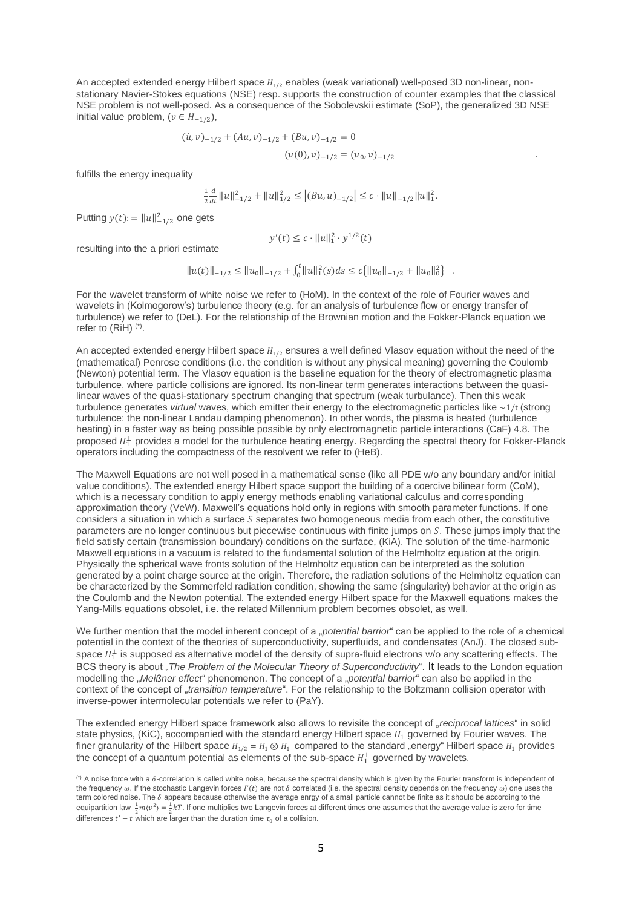An accepted extended energy Hilbert space $H_{1/2}$ enables (weak variational) well-posed 3D non-linear, non-stationary Navier-Stokes equations (NSE) resp. supports the construction of counter examples that the classical NSE problem is not well-posed. As a consequence of the Sobolevskii estimate (SoP), the generalized 3D NSE initial value problem, ($v \in H_{-1/2}$),

$$(\dot{u}, v)_{-1/2} + (Au, v)_{-1/2} + (Bu, v)_{-1/2} = 0$$

$$(u(0), v)_{-1/2} = (u_0, v)_{-1/2} \quad .$$

fulfills the energy inequality

$$\frac{1}{2}\frac{d}{dt}\|u\|_{-1/2}^2 + \|u\|_{1/2}^2 \le \left|(Bu, u)_{-1/2}\right| \le c \cdot \|u\|_{-1/2}\|u\|_1^2 .$$

Putting $y(t) := \|u\|_{-1/2}^2$ one gets

$$y'(t) \le c \cdot \|u\|_1^2 \cdot y^{1/2}(t)$$

resulting into the a priori estimate

$$\|u(t)\|_{-1/2} \le \|u_0\|_{-1/2} + \int_0^t \|u\|_1^2(s)ds \le c\{\|u_0\|_{-1/2} + \|u_0\|_0^2\} \quad .$$

For the wavelet transform of white noise we refer to (HoM). In the context of the role of Fourier waves and wavelets in (Kolmogorow's) turbulence theory (e.g. for an analysis of turbulence flow or energy transfer of turbulence) we refer to (DeL). For the relationship of the Brownian motion and the Fokker-Planck equation we refer to (RiH) (*).

An accepted extended energy Hilbert space $H_{1/2}$ ensures a well defined Vlasov equation without the need of the (mathematical) Penrose conditions (i.e. the condition is without any physical meaning) governing the Coulomb (Newton) potential term. The Vlasov equation is the baseline equation for the theory of electromagnetic plasma turbulence, where particle collisions are ignored. Its non-linear term generates interactions between the quasi-linear waves of the quasi-stationary spectrum changing that spectrum (weak turbulance). Then this weak turbulence generates *virtual* waves, which emitter their energy to the electromagnetic particles like $\sim 1/t$ (strong turbulence: the non-linear Landau damping phenomenon). In other words, the plasma is heated (turbulence heating) in a faster way as being possible possible by only electromagnetic particle interactions (CaF) 4.8. The proposed $H_1^{\perp}$ provides a model for the turbulence heating energy. Regarding the spectral theory for Fokker-Planck operators including the compactness of the resolvent we refer to (HeB).

The Maxwell Equations are not well posed in a mathematical sense (like all PDE w/o any boundary and/or initial value conditions). The extended energy Hilbert space support the building of a coercive bilinear form (CoM), which is a necessary condition to apply energy methods enabling variational calculus and corresponding approximation theory (VeW). Maxwell's equations hold only in regions with smooth parameter functions. If one considers a situation in which a surface $S$ separates two homogeneous media from each other, the constitutive parameters are no longer continuous but piecewise continuous with finite jumps on $S$. These jumps imply that the field satisfy certain (transmission boundary) conditions on the surface, (KiA). The solution of the time-harmonic Maxwell equations in a vacuum is related to the fundamental solution of the Helmholtz equation at the origin. Physically the spherical wave fronts solution of the Helmholtz equation can be interpreted as the solution generated by a point charge source at the origin. Therefore, the radiation solutions of the Helmholtz equation can be characterized by the Sommerfeld radiation condition, showing the same (singularity) behavior at the origin as the Coulomb and the Newton potential. The extended energy Hilbert space for the Maxwell equations makes the Yang-Mills equations obsolet, i.e. the related Millennium problem becomes obsolet, as well.

We further mention that the model inherent concept of a „*potential barrior*" can be applied to the role of a chemical potential in the context of the theories of superconductivity, superfluids, and condensates (AnJ). The closed sub-space $H_1^{\perp}$ is supposed as alternative model of the density of supra-fluid electrons w/o any scattering effects. The BCS theory is about „*The Problem of the Molecular Theory of Superconductivity*". It leads to the London equation modelling the „*Meißner effect*" phenomenon. The concept of a „*potential barrior*" can also be applied in the context of the concept of „*transition temperature*". For the relationship to the Boltzmann collision operator with inverse-power intermolecular potentials we refer to (PaY).

The extended energy Hilbert space framework also allows to revisite the concept of „*reciprocal lattices*" in solid state physics, (KiC), accompanied with the standard energy Hilbert space $H_1$ governed by Fourier waves. The finer granularity of the Hilbert space $H_{1/2} = H_1 \otimes H_1^{\perp}$ compared to the standard „energy" Hilbert space $H_1$ provides the concept of a quantum potential as elements of the sub-space $H_1^{\perp}$ governed by wavelets.

(*) A noise force with a $\delta$-correlation is called white noise, because the spectral density which is given by the Fourier transform is independent of the frequency $\omega$. If the stochastic Langevin forces $\Gamma(t)$ are not $\delta$ correlated (i.e. the spectral density depends on the frequency $\omega$) one uses the term colored noise. The $\delta$ appears because otherwise the average enrgy of a small particle cannot be finite as it should be according to the equipartition law $\frac{1}{2}m\langle v^2 \rangle = \frac{1}{2}kT$. If one multiplies two Langevin forces at different times one assumes that the average value is zero for time differences $t' - t$ which are larger than the duration time $\tau_0$ of a collision.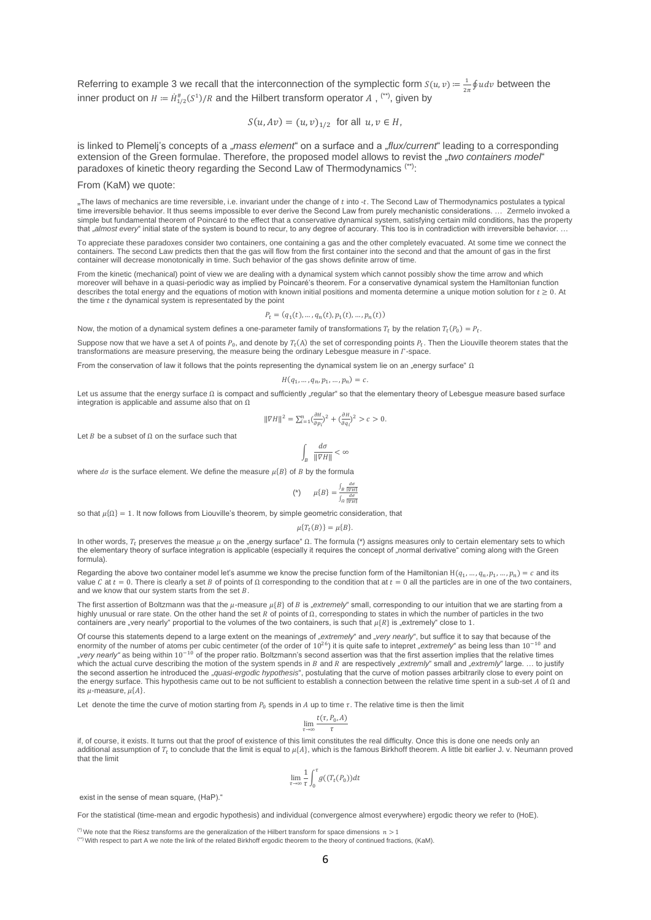Referring to example 3 we recall that the interconnection of the symplectic form $S(u,v) := \frac{1}{2\pi}\oint u dv$ between the inner product on $H := \dot{H}^{\#}_{1/2}(S^1)/R$ and the Hilbert transform operator $A$ , (*), given by

$$S(u, Av) = (u, v)_{1/2} \text{ for all } u, v \in H,$$

is linked to Plemelj's concepts of a „*mass element*" on a surface and a „*flux/current*" leading to a corresponding extension of the Green formulae. Therefore, the proposed model allows to revist the „*two containers model*" paradoxes of kinetic theory regarding the Second Law of Thermodynamics (**):

From (KaM) we quote:

„The laws of mechanics are time reversible, i.e. invariant under the change of $t$ into $-t$. The Second Law of Thermodynamics postulates a typical time irreversible behavior. It thus seems impossible to ever derive the Second Law from purely mechanistic considerations. … Zermelo invoked a simple but fundamental theorem of Poincaré to the effect that a conservative dynamical system, satisfying certain mild conditions, has the property that „*almost every*" initial state of the system is bound to recur, to any degree of accurary. This too is in contradiction with irreversible behavior. …

To appreciate these paradoxes consider two containers, one containing a gas and the other completely evacuated. At some time we connect the containers. The second Law predicts then that the gas will flow from the first container into the second and that the amount of gas in the first container will decrease monotonically in time. Such behavior of the gas shows definite arrow of time.

From the kinetic (mechanical) point of view we are dealing with a dynamical system which cannot possibly show the time arrow and which moreover will behave in a quasi-periodic way as implied by Poincaré's theorem. For a conservative dynamical system the Hamiltonian function describes the total energy and the equations of motion with known initial positions and momenta determine a unique motion solution for $t \geq 0$. At the time $t$ the dynamical system is representated by the point

$$P_t = (q_1(t), \dots, q_n(t), p_1(t), \dots, p_n(t))$$

Now, the motion of a dynamical system defines a one-parameter family of transformations $T_t$ by the relation $T_t(P_0) = P_t$.

Suppose now that we have a set $A$ of points $P_0$, and denote by $T_t(A)$ the set of corresponding points $P_t$. Then the Liouville theorem states that the transformations are measure preserving, the measure being the ordinary Lebesgue measure in $\Gamma$-space.

From the conservation of law it follows that the points representing the dynamical system lie on an „energy surface" $\Omega$

$$H(q_1, \dots, q_n, p_1, \dots, p_n) = c.$$

Let us assume that the energy surface $\Omega$ is compact and sufficiently „regular" so that the elementary theory of Lebesgue measure based surface integration is applicable and assume also that on $\Omega$

$$\|\nabla H\|^2 = \sum_{i=1}^{n} (\tfrac{\partial H}{\partial p_i})^2 + (\tfrac{\partial H}{\partial q_i})^2 > c > 0.$$

Let $B$ be a subset of $\Omega$ on the surface such that

$$\int_B \frac{d\sigma}{\|\nabla H\|} < \infty$$

where $d\sigma$ is the surface element. We define the measure $\mu\{B\}$ of $B$ by the formula

$$(*) \qquad \mu\{B\} = \frac{\int_B \frac{d\sigma}{\|\nabla H\|}}{\int_\Omega \frac{d\sigma}{\|\nabla H\|}}$$

so that $\mu\{\Omega\} = 1$. It now follows from Liouville's theorem, by simple geometric consideration, that

$$\mu\{T_t(B)\} = \mu\{B\}.$$

In other words, $T_t$ preserves the measue $\mu$ on the „energy surface" $\Omega$. The formula (*) assigns measures only to certain elementary sets to which the elementary theory of surface integration is applicable (especially it requires the concept of „normal derivative" coming along with the Green formula).

Regarding the above two container model let's asumme we know the precise function form of the Hamiltonian $H(q_1, \dots, q_n, p_1, \dots, p_n) = c$ and its value $C$ at $t = 0$. There is clearly a set $B$ of points of $\Omega$ corresponding to the condition that at $t = 0$ all the particles are in one of the two containers, and we know that our system starts from the set $B$.

The first assertion of Boltzmann was that the $\mu$-measure $\mu\{B\}$ of $B$ is „*extremely*" small, corresponding to our intuition that we are starting from a highly unusual or rare state. On the other hand the set $R$ of points of $\Omega$, corresponding to states in which the number of particles in the two containers are „very nearly" proportial to the volumes of the two containers, is such that $\mu\{R\}$ is „extremely" close to 1.

Of course this statements depend to a large extent on the meanings of „*extremely*" and „*very nearly*", but suffice it to say that because of the enormity of the number of atoms per cubic centimeter (of the order of $10^{26}$) it is quite safe to intepret „*extremely*" as being less than $10^{-10}$ and „*very nearly*" as being within $10^{-10}$ of the proper ratio. Boltzmann's second assertion was that the first assertion implies that the relative times which the actual curve describing the motion of the system spends in $B$ and $R$ are respectively „*extremly*" small and „*extremly*" large. … to justify the second assertion he introduced the „*quasi-ergodic hypothesis*", postulating that the curve of motion passes arbitrarily close to every point on the energy surface. This hypothesis came out to be not sufficient to establish a connection between the relative time spent in a sub-set $A$ of $\Omega$ and its $\mu$-measure, $\mu\{A\}$.

Let denote the time the curve of motion starting from $P_0$ spends in $A$ up to time $\tau$. The relative time is then the limit

$$\lim_{\tau\to\infty} \frac{t(\tau, P_0, A)}{\tau}$$

if, of course, it exists. It turns out that the proof of existence of this limit constitutes the real difficulty. Once this is done one needs only an additional assumption of $T_t$ to conclude that the limit is equal to $\mu\{A\}$, which is the famous Birkhoff theorem. A little bit earlier J. v. Neumann proved that the limit

$$\lim_{\tau\to\infty} \frac{1}{\tau} \int_0^\tau g((T_t(P_0))dt$$

exist in the sense of mean square, (HaP)."

For the statistical (time-mean and ergodic hypothesis) and individual (convergence almost everywhere) ergodic theory we refer to (HoE).

(*) We note that the Riesz transforms are the generalization of the Hilbert transform for space dimensions $n > 1$

(**) With respect to part A we note the link of the related Birkhoff ergodic theorem to the theory of continued fractions, (KaM).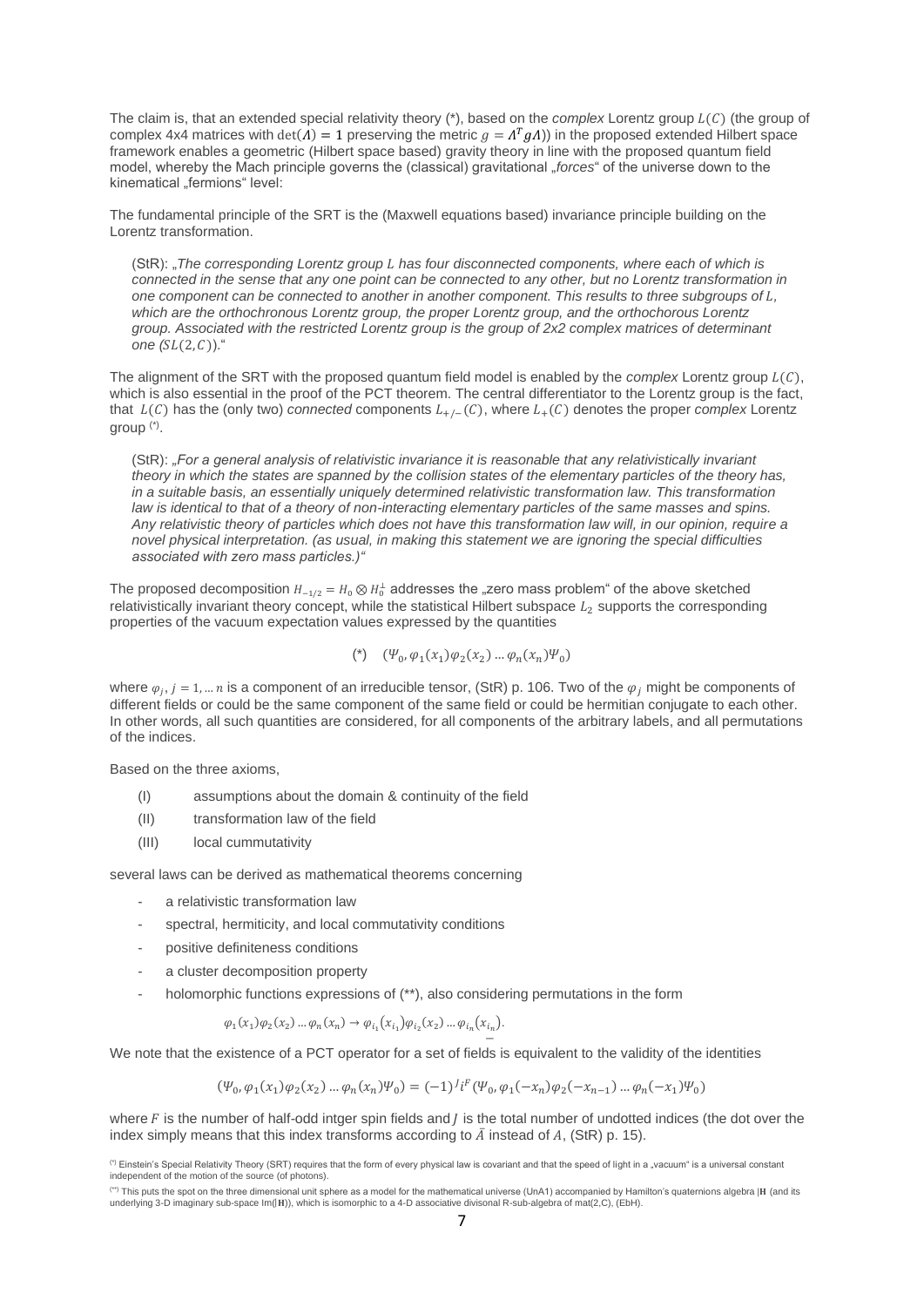The claim is, that an extended special relativity theory (*), based on the *complex* Lorentz group $L(C)$ (the group of complex 4x4 matrices with $\det(\Lambda) = 1$ preserving the metric $g = \Lambda^T g \Lambda$)) in the proposed extended Hilbert space framework enables a geometric (Hilbert space based) gravity theory in line with the proposed quantum field model, whereby the Mach principle governs the (classical) gravitational „*forces*" of the universe down to the kinematical „fermions" level:

The fundamental principle of the SRT is the (Maxwell equations based) invariance principle building on the Lorentz transformation.

> (StR): „*The corresponding Lorentz group $L$ has four disconnected components, where each of which is connected in the sense that any one point can be connected to any other, but no Lorentz transformation in one component can be connected to another in another component. This results to three subgroups of $L$, which are the orthochronous Lorentz group, the proper Lorentz group, and the orthochorous Lorentz group. Associated with the restricted Lorentz group is the group of 2x2 complex matrices of determinant one ($SL(2, C)$).*"

The alignment of the SRT with the proposed quantum field model is enabled by the *complex* Lorentz group $L(C)$, which is also essential in the proof of the PCT theorem. The central differentiator to the Lorentz group is the fact, that $L(C)$ has the (only two) *connected* components $L_{+/-}(C)$, where $L_{+}(C)$ denotes the proper *complex* Lorentz group [(*)].

> (StR): „*For a general analysis of relativistic invariance it is reasonable that any relativistically invariant theory in which the states are spanned by the collision states of the elementary particles of the theory has, in a suitable basis, an essentially uniquely determined relativistic transformation law. This transformation law is identical to that of a theory of non-interacting elementary particles of the same masses and spins. Any relativistic theory of particles which does not have this transformation law will, in our opinion, require a novel physical interpretation. (as usual, in making this statement we are ignoring the special difficulties associated with zero mass particles.)*"

The proposed decomposition $H_{-1/2} = H_0 \otimes H_0^{\perp}$ addresses the „zero mass problem" of the above sketched relativistically invariant theory concept, while the statistical Hilbert subspace $L_2$ supports the corresponding properties of the vacuum expectation values expressed by the quantities

$$(*) \quad (\Psi_0, \varphi_1(x_1)\varphi_2(x_2) \ldots \varphi_n(x_n)\Psi_0)$$

where $\varphi_j, j = 1, \ldots n$ is a component of an irreducible tensor, (StR) p. 106. Two of the $\varphi_j$ might be components of different fields or could be the same component of the same field or could be hermitian conjugate to each other. In other words, all such quantities are considered, for all components of the arbitrary labels, and all permutations of the indices.

Based on the three axioms,

- (I) assumptions about the domain & continuity of the field
- (II) transformation law of the field
- (III) local cummutativity

several laws can be derived as mathematical theorems concerning

- a relativistic transformation law
- spectral, hermiticity, and local commutativity conditions
- positive definiteness conditions
- a cluster decomposition property
- holomorphic functions expressions of (**), also considering permutations in the form

$$\varphi_1(x_1)\varphi_2(x_2) \ldots \varphi_n(x_n) \rightarrow \varphi_{i_1}(x_{i_1})\varphi_{i_2}(x_2) \ldots \varphi_{i_n}(x_{i_n}).$$

We note that the existence of a PCT operator for a set of fields is equivalent to the validity of the identities

$$(\Psi_0, \varphi_1(x_1)\varphi_2(x_2) \ldots \varphi_n(x_n)\Psi_0) = (-1)^J i^F (\Psi_0, \varphi_1(-x_n)\varphi_2(-x_{n-1}) \ldots \varphi_n(-x_1)\Psi_0)$$

where $F$ is the number of half-odd intger spin fields and $J$ is the total number of undotted indices (the dot over the index simply means that this index transforms according to $\bar{A}$ instead of $A$, (StR) p. 15).

[(*)] Einstein's Special Relativity Theory (SRT) requires that the form of every physical law is covariant and that the speed of light in a „vacuum" is a universal constant independent of the motion of the source (of photons).

[(**)] This puts the spot on the three dimensional unit sphere as a model for the mathematical universe (UnA1) accompanied by Hamilton's quaternions algebra $\mathbf{H}$ (and its underlying 3-D imaginary sub-space Im($\mathbf{H}$)), which is isomorphic to a 4-D associative divisonal R-sub-algebra of mat(2,C), (EbH).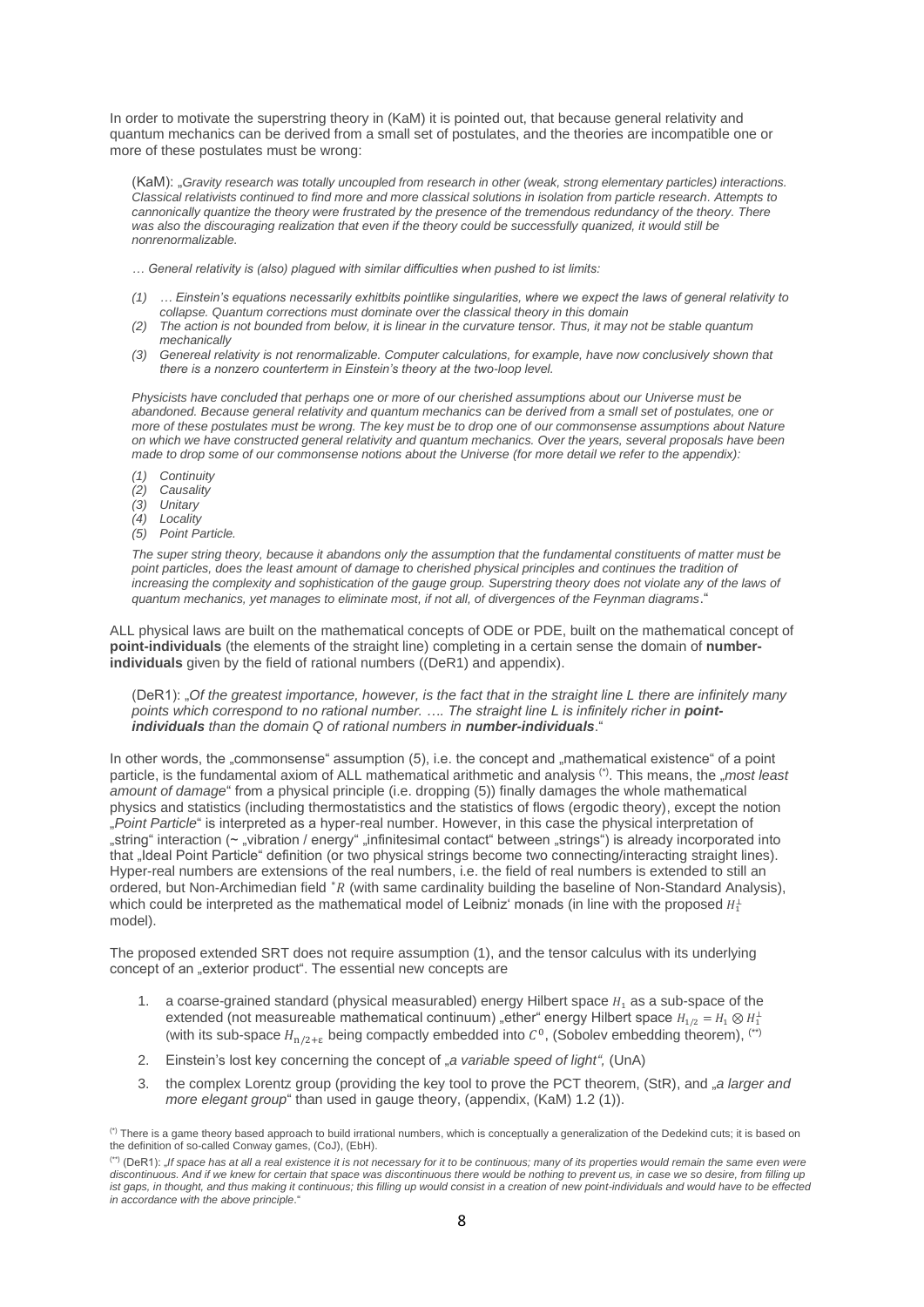In order to motivate the superstring theory in (KaM) it is pointed out, that because general relativity and quantum mechanics can be derived from a small set of postulates, and the theories are incompatible one or more of these postulates must be wrong:

> (KaM): „*Gravity research was totally uncoupled from research in other (weak, strong elementary particles) interactions. Classical relativists continued to find more and more classical solutions in isolation from particle research. Attempts to cannonically quantize the theory were frustrated by the presence of the tremendous redundancy of the theory. There was also the discouraging realization that even if the theory could be successfully quanized, it would still be nonrenormalizable.*
>
> *… General relativity is (also) plagued with similar difficulties when pushed to ist limits:*
>
> *(1) … Einstein's equations necessarily exhitbits pointlike singularities, where we expect the laws of general relativity to collapse. Quantum corrections must dominate over the classical theory in this domain*
> *(2) The action is not bounded from below, it is linear in the curvature tensor. Thus, it may not be stable quantum mechanically*
> *(3) Genereal relativity is not renormalizable. Computer calculations, for example, have now conclusively shown that there is a nonzero counterterm in Einstein's theory at the two-loop level.*
>
> *Physicists have concluded that perhaps one or more of our cherished assumptions about our Universe must be abandoned. Because general relativity and quantum mechanics can be derived from a small set of postulates, one or more of these postulates must be wrong. The key must be to drop one of our commonsense assumptions about Nature on which we have constructed general relativity and quantum mechanics. Over the years, several proposals have been made to drop some of our commonsense notions about the Universe (for more detail we refer to the appendix):*
>
> *(1) Continuity*
> *(2) Causality*
> *(3) Unitary*
> *(4) Locality*
> *(5) Point Particle.*
>
> *The super string theory, because it abandons only the assumption that the fundamental constituents of matter must be point particles, does the least amount of damage to cherished physical principles and continues the tradition of increasing the complexity and sophistication of the gauge group. Superstring theory does not violate any of the laws of quantum mechanics, yet manages to eliminate most, if not all, of divergences of the Feynman diagrams*."

ALL physical laws are built on the mathematical concepts of ODE or PDE, built on the mathematical concept of **point-individuals** (the elements of the straight line) completing in a certain sense the domain of **number-individuals** given by the field of rational numbers ((DeR1) and appendix).

> (DeR1): „*Of the greatest importance, however, is the fact that in the straight line L there are infinitely many points which correspond to no rational number. …. The straight line L is infinitely richer in **point-individuals** than the domain Q of rational numbers in **number-individuals***."

In other words, the „commonsense" assumption (5), i.e. the concept and „mathematical existence" of a point particle, is the fundamental axiom of ALL mathematical arithmetic and analysis [(*)]. This means, the „*most least amount of damage*" from a physical principle (i.e. dropping (5)) finally damages the whole mathematical physics and statistics (including thermostatistics and the statistics of flows (ergodic theory), except the notion „*Point Particle*" is interpreted as a hyper-real number. However, in this case the physical interpretation of „string" interaction (~ „vibration / energy" „infinitesimal contact" between „strings") is already incorporated into that „Ideal Point Particle" definition (or two physical strings become two connecting/interacting straight lines). Hyper-real numbers are extensions of the real numbers, i.e. the field of real numbers is extended to still an ordered, but Non-Archimedian field $^*R$ (with same cardinality building the baseline of Non-Standard Analysis), which could be interpreted as the mathematical model of Leibniz' monads (in line with the proposed $H_1^\perp$ model).

The proposed extended SRT does not require assumption (1), and the tensor calculus with its underlying concept of an „exterior product". The essential new concepts are

1. a coarse-grained standard (physical measurabled) energy Hilbert space $H_1$ as a sub-space of the extended (not measureable mathematical continuum) „ether" energy Hilbert space $H_{1/2} = H_1 \otimes H_1^\perp$ (with its sub-space $H_{n/2+\varepsilon}$ being compactly embedded into $C^0$, (Sobolev embedding theorem), [(**)]
2. Einstein's lost key concerning the concept of „*a variable speed of light",* (UnA)
3. the complex Lorentz group (providing the key tool to prove the PCT theorem, (StR), and „*a larger and more elegant group*" than used in gauge theory, (appendix, (KaM) 1.2 (1)).

[(*)] There is a game theory based approach to build irrational numbers, which is conceptually a generalization of the Dedekind cuts; it is based on the definition of so-called Conway games, (CoJ), (EbH).

[(**)] (DeR1): „*If space has at all a real existence it is not necessary for it to be continuous; many of its properties would remain the same even were discontinuous. And if we knew for certain that space was discontinuous there would be nothing to prevent us, in case we so desire, from filling up ist gaps, in thought, and thus making it continuous; this filling up would consist in a creation of new point-individuals and would have to be effected in accordance with the above principle*."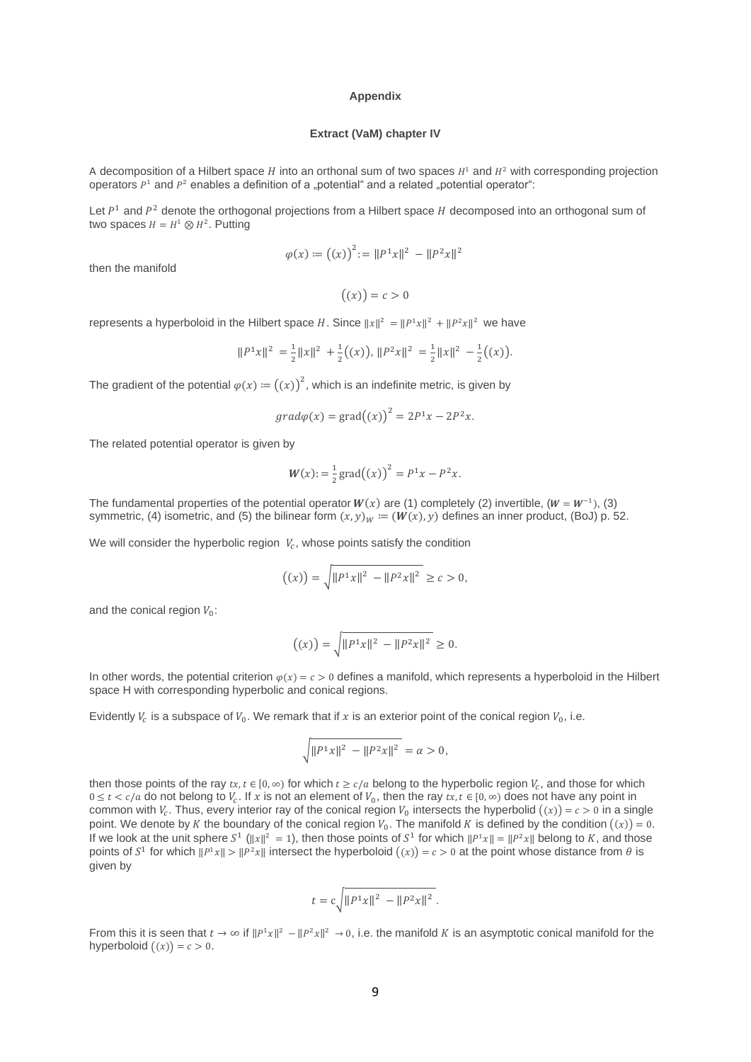**Appendix**

**Extract (VaM) chapter IV**

A decomposition of a Hilbert space $H$ into an orthonal sum of two spaces $H^1$ and $H^2$ with corresponding projection operators $P^1$ and $P^2$ enables a definition of a „potential" and a related „potential operator":

Let $P^1$ and $P^2$ denote the orthogonal projections from a Hilbert space $H$ decomposed into an orthogonal sum of two spaces $H = H^1 \otimes H^2$. Putting

$$\varphi(x) := \big((x)\big)^2 := \|P^1x\|^2 - \|P^2x\|^2$$

then the manifold

$$\big((x)\big) = c > 0$$

represents a hyperboloid in the Hilbert space $H$. Since $\|x\|^2 = \|P^1x\|^2 + \|P^2x\|^2$ we have

$$\|P^1x\|^2 = \tfrac{1}{2}\|x\|^2 + \tfrac{1}{2}\big((x)\big),\ \|P^2x\|^2 = \tfrac{1}{2}\|x\|^2 - \tfrac{1}{2}\big((x)\big).$$

The gradient of the potential $\varphi(x) := \big((x)\big)^2$, which is an indefinite metric, is given by

$$grad\varphi(x) = \mathrm{grad}\big((x)\big)^2 = 2P^1x - 2P^2x.$$

The related potential operator is given by

$$\boldsymbol{W}(x) := \tfrac{1}{2}\mathrm{grad}\big((x)\big)^2 = P^1x - P^2x.$$

The fundamental properties of the potential operator $\boldsymbol{W}(x)$ are (1) completely (2) invertible, ($\boldsymbol{W} = \boldsymbol{W}^{-1}$), (3) symmetric, (4) isometric, and (5) the bilinear form $(x,y)_W := (\boldsymbol{W}(x), y)$ defines an inner product, (BoJ) p. 52.

We will consider the hyperbolic region $V_c$, whose points satisfy the condition

$$\big((x)\big) = \sqrt{\|P^1x\|^2 - \|P^2x\|^2} \geq c > 0,$$

and the conical region $V_0$:

$$\big((x)\big) = \sqrt{\|P^1x\|^2 - \|P^2x\|^2} \geq 0.$$

In other words, the potential criterion $\varphi(x) = c > 0$ defines a manifold, which represents a hyperboloid in the Hilbert space H with corresponding hyperbolic and conical regions.

Evidently $V_c$ is a subspace of $V_0$. We remark that if $x$ is an exterior point of the conical region $V_0$, i.e.

$$\sqrt{\|P^1x\|^2 - \|P^2x\|^2} = \alpha > 0,$$

then those points of the ray $tx, t \in [0,\infty)$ for which $t \geq c/a$ belong to the hyperbolic region $V_c$, and those for which $0 \leq t < c/a$ do not belong to $V_c$. If $x$ is not an element of $V_0$, then the ray $tx, t \in [0,\infty)$ does not have any point in common with $V_c$. Thus, every interior ray of the conical region $V_0$ intersects the hyperbolid $\big((x)\big) = c > 0$ in a single point. We denote by $K$ the boundary of the conical region $V_0$. The manifold $K$ is defined by the condition $\big((x)\big) = 0$. If we look at the unit sphere $S^1$ ($\|x\|^2 = 1$), then those points of $S^1$ for which $\|P^1x\| = \|P^2x\|$ belong to $K$, and those points of $S^1$ for which $\|P^1x\| > \|P^2x\|$ intersect the hyperboloid $\big((x)\big) = c > 0$ at the point whose distance from $\theta$ is given by

$$t = c\sqrt{\|P^1x\|^2 - \|P^2x\|^2}\,.$$

From this it is seen that $t \to \infty$ if $\|P^1x\|^2 - \|P^2x\|^2 \to 0$, i.e. the manifold $K$ is an asymptotic conical manifold for the hyperboloid $\big((x)\big) = c > 0$.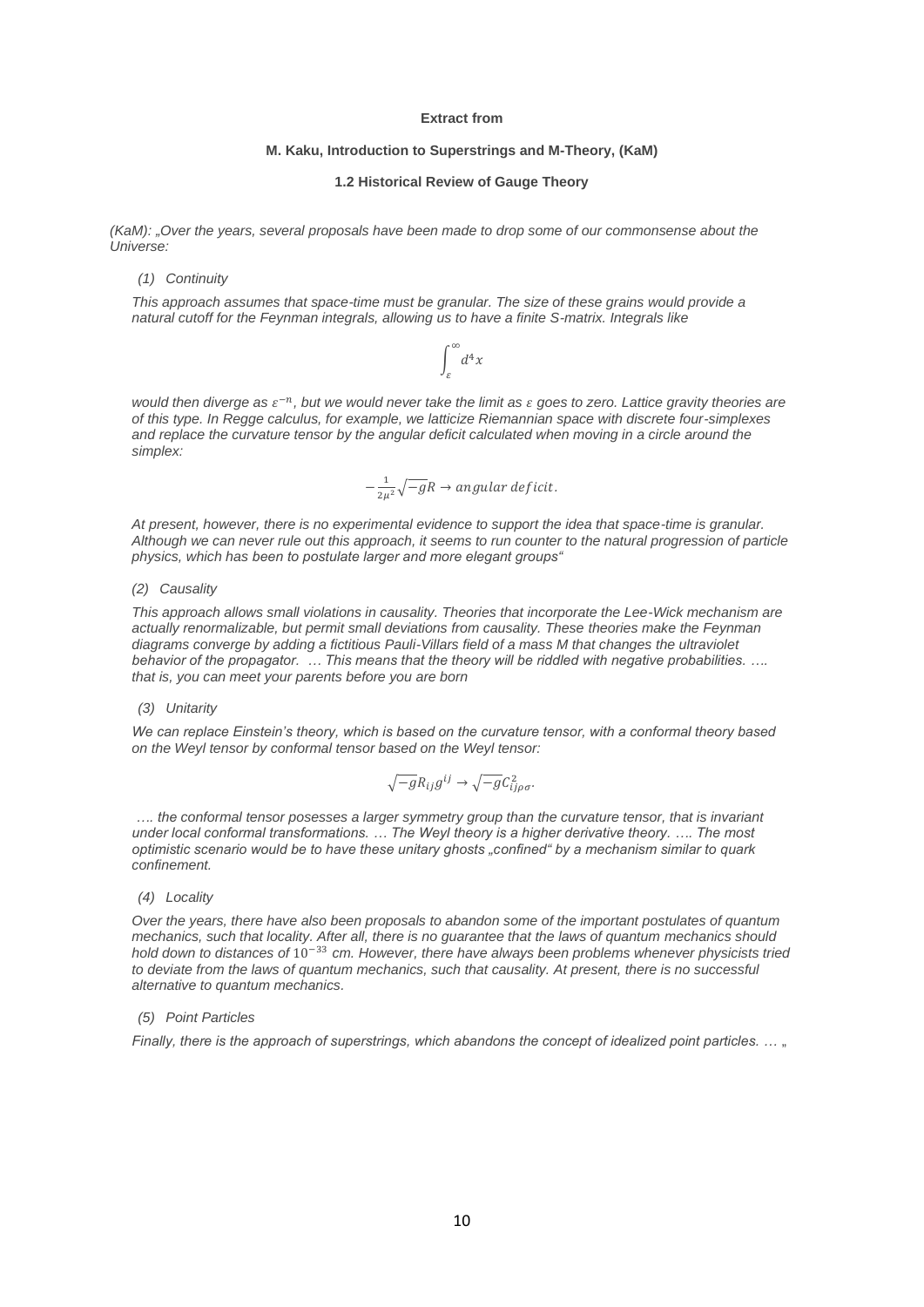**Extract from**

**M. Kaku, Introduction to Superstrings and M-Theory, (KaM)**

**1.2 Historical Review of Gauge Theory**

*(KaM): „Over the years, several proposals have been made to drop some of our commonsense about the Universe:*

*(1) Continuity*

*This approach assumes that space-time must be granular. The size of these grains would provide a natural cutoff for the Feynman integrals, allowing us to have a finite S-matrix. Integrals like*

$$\int_{\varepsilon}^{\infty} d^4x$$

*would then diverge as $\varepsilon^{-n}$, but we would never take the limit as $\varepsilon$ goes to zero. Lattice gravity theories are of this type. In Regge calculus, for example, we latticize Riemannian space with discrete four-simplexes and replace the curvature tensor by the angular deficit calculated when moving in a circle around the simplex:*

$$-\frac{1}{2\mu^2}\sqrt{-g}R \rightarrow angular\ deficit.$$

*At present, however, there is no experimental evidence to support the idea that space-time is granular. Although we can never rule out this approach, it seems to run counter to the natural progression of particle physics, which has been to postulate larger and more elegant groups"*

*(2) Causality*

*This approach allows small violations in causality. Theories that incorporate the Lee-Wick mechanism are actually renormalizable, but permit small deviations from causality. These theories make the Feynman diagrams converge by adding a fictitious Pauli-Villars field of a mass M that changes the ultraviolet behavior of the propagator. … This means that the theory will be riddled with negative probabilities. …. that is, you can meet your parents before you are born*

*(3) Unitarity*

*We can replace Einstein's theory, which is based on the curvature tensor, with a conformal theory based on the Weyl tensor by conformal tensor based on the Weyl tensor:*

$$\sqrt{-g}R_{ij}g^{ij} \rightarrow \sqrt{-g}C^2_{ij\rho\sigma}.$$

*…. the conformal tensor posesses a larger symmetry group than the curvature tensor, that is invariant under local conformal transformations. … The Weyl theory is a higher derivative theory. …. The most optimistic scenario would be to have these unitary ghosts „confined" by a mechanism similar to quark confinement.*

*(4) Locality*

*Over the years, there have also been proposals to abandon some of the important postulates of quantum mechanics, such that locality. After all, there is no guarantee that the laws of quantum mechanics should hold down to distances of $10^{-33}$ cm. However, there have always been problems whenever physicists tried to deviate from the laws of quantum mechanics, such that causality. At present, there is no successful alternative to quantum mechanics.*

*(5) Point Particles*

*Finally, there is the approach of superstrings, which abandons the concept of idealized point particles. … „*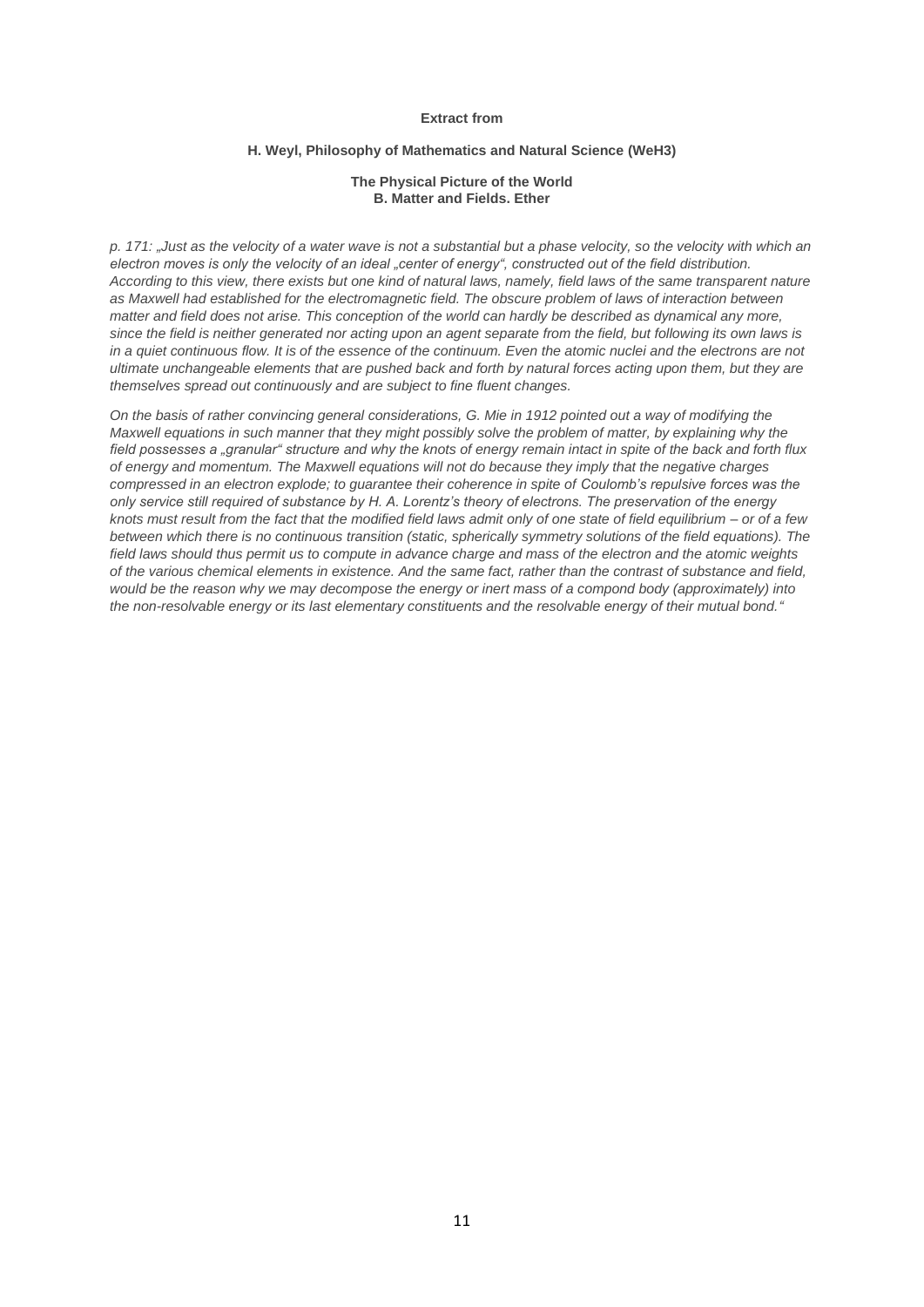**Extract from**

**H. Weyl, Philosophy of Mathematics and Natural Science (WeH3)**

**The Physical Picture of the World**
**B. Matter and Fields. Ether**

*p. 171: „Just as the velocity of a water wave is not a substantial but a phase velocity, so the velocity with which an electron moves is only the velocity of an ideal „center of energy", constructed out of the field distribution. According to this view, there exists but one kind of natural laws, namely, field laws of the same transparent nature as Maxwell had established for the electromagnetic field. The obscure problem of laws of interaction between matter and field does not arise. This conception of the world can hardly be described as dynamical any more, since the field is neither generated nor acting upon an agent separate from the field, but following its own laws is in a quiet continuous flow. It is of the essence of the continuum. Even the atomic nuclei and the electrons are not ultimate unchangeable elements that are pushed back and forth by natural forces acting upon them, but they are themselves spread out continuously and are subject to fine fluent changes.*

*On the basis of rather convincing general considerations, G. Mie in 1912 pointed out a way of modifying the Maxwell equations in such manner that they might possibly solve the problem of matter, by explaining why the field possesses a „granular" structure and why the knots of energy remain intact in spite of the back and forth flux of energy and momentum. The Maxwell equations will not do because they imply that the negative charges compressed in an electron explode; to guarantee their coherence in spite of Coulomb's repulsive forces was the only service still required of substance by H. A. Lorentz's theory of electrons. The preservation of the energy knots must result from the fact that the modified field laws admit only of one state of field equilibrium – or of a few between which there is no continuous transition (static, spherically symmetry solutions of the field equations). The field laws should thus permit us to compute in advance charge and mass of the electron and the atomic weights of the various chemical elements in existence. And the same fact, rather than the contrast of substance and field, would be the reason why we may decompose the energy or inert mass of a compond body (approximately) into the non-resolvable energy or its last elementary constituents and the resolvable energy of their mutual bond."*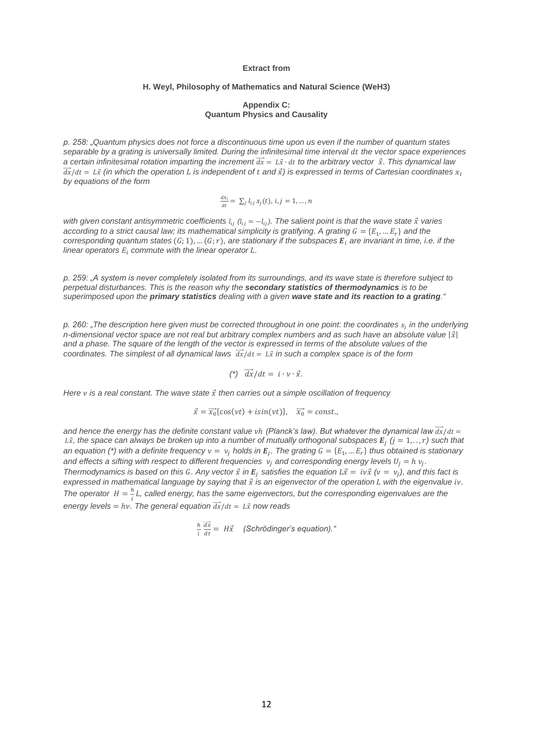**Extract from**

**H. Weyl, Philosophy of Mathematics and Natural Science (WeH3)**

**Appendix C:**
**Quantum Physics and Causality**

*p. 258: „Quantum physics does not force a discontinuous time upon us even if the number of quantum states separable by a grating is universally limited. During the infinitesimal time interval $dt$ the vector space experiences a certain infinitesimal rotation imparting the increment $\overrightarrow{dx} = L\vec{x} \cdot dt$ to the arbitrary vector $\vec{x}$. This dynamical law $\overrightarrow{dx}/dt = L\vec{x}$ (in which the operation $L$ is independent of $t$ and $\vec{x}$) is expressed in terms of Cartesian coordinates $x_i$ by equations of the form*

$$\frac{dx_i}{dt} = \sum_j l_{ij}\, x_j(t),\ i, j = 1, \ldots, n$$

*with given constant antisymmetric coefficients $l_{ij}$ ($l_{ij} = -l_{ij}$). The salient point is that the wave state $\vec{x}$ varies according to a strict causal law; its mathematical simplicity is gratifying. A grating $G = \{E_1, \ldots E_r\}$ and the corresponding quantum states $(G; 1), \ldots (G; r)$, are stationary if the subspaces $\boldsymbol{E}_i$ are invariant in time, i.e. if the linear operators $E_i$ commute with the linear operator $L$.*

*p. 259: „A system is never completely isolated from its surroundings, and its wave state is therefore subject to perpetual disturbances. This is the reason why the **secondary statistics of thermodynamics** is to be superimposed upon the **primary statistics** dealing with a given **wave state and its reaction to a grating**."*

*p. 260: „The description here given must be corrected throughout in one point: the coordinates $x_j$ in the underlying n-dimensional vector space are not real but arbitrary complex numbers and as such have an absolute value $|\vec{x}|$ and a phase. The square of the length of the vector is expressed in terms of the absolute values of the coordinates. The simplest of all dynamical laws $\overrightarrow{dx}/dt = L\vec{x}$ in such a complex space is of the form*

$$(*)\quad \overrightarrow{dx}/dt = i \cdot \nu \cdot \vec{x}.$$

*Here $\nu$ is a real constant. The wave state $\vec{x}$ then carries out a simple oscillation of frequency*

$$\vec{x} = \overrightarrow{x_0}\{\cos(\nu t) + i\sin(\nu t)\}, \quad \overrightarrow{x_0} = const.,$$

*and hence the energy has the definite constant value $\nu h$ (Planck's law). But whatever the dynamical law $\overrightarrow{dx}/dt = L\vec{x}$, the space can always be broken up into a number of mutually orthogonal subspaces $\boldsymbol{E}_j$ ($j = 1, \ldots, r$) such that an equation (\*) with a definite frequency $\nu = \nu_j$ holds in $\boldsymbol{E}_j$. The grating $G = \{E_1, \ldots E_r\}$ thus obtained is stationary and effects a sifting with respect to different frequencies $\nu_j$ and corresponding energy levels $U_j = h\,\nu_j$. Thermodynamics is based on this $G$. Any vector $\vec{x}$ in $\boldsymbol{E}_j$ satisfies the equation $L\vec{x} = i\nu\vec{x}$ ($\nu = \nu_j$), and this fact is expressed in mathematical language by saying that $\vec{x}$ is an eigenvector of the operation $L$ with the eigenvalue $i\nu$. The operator $H = \frac{h}{i}L$, called energy, has the same eigenvectors, but the corresponding eigenvalues are the energy levels $= h\nu$. The general equation $\overrightarrow{dx}/dt = L\vec{x}$ now reads*

$$\frac{h}{i}\frac{\overrightarrow{dx}}{dt} = H\vec{x} \quad \textit{(Schrödinger's equation).“}$$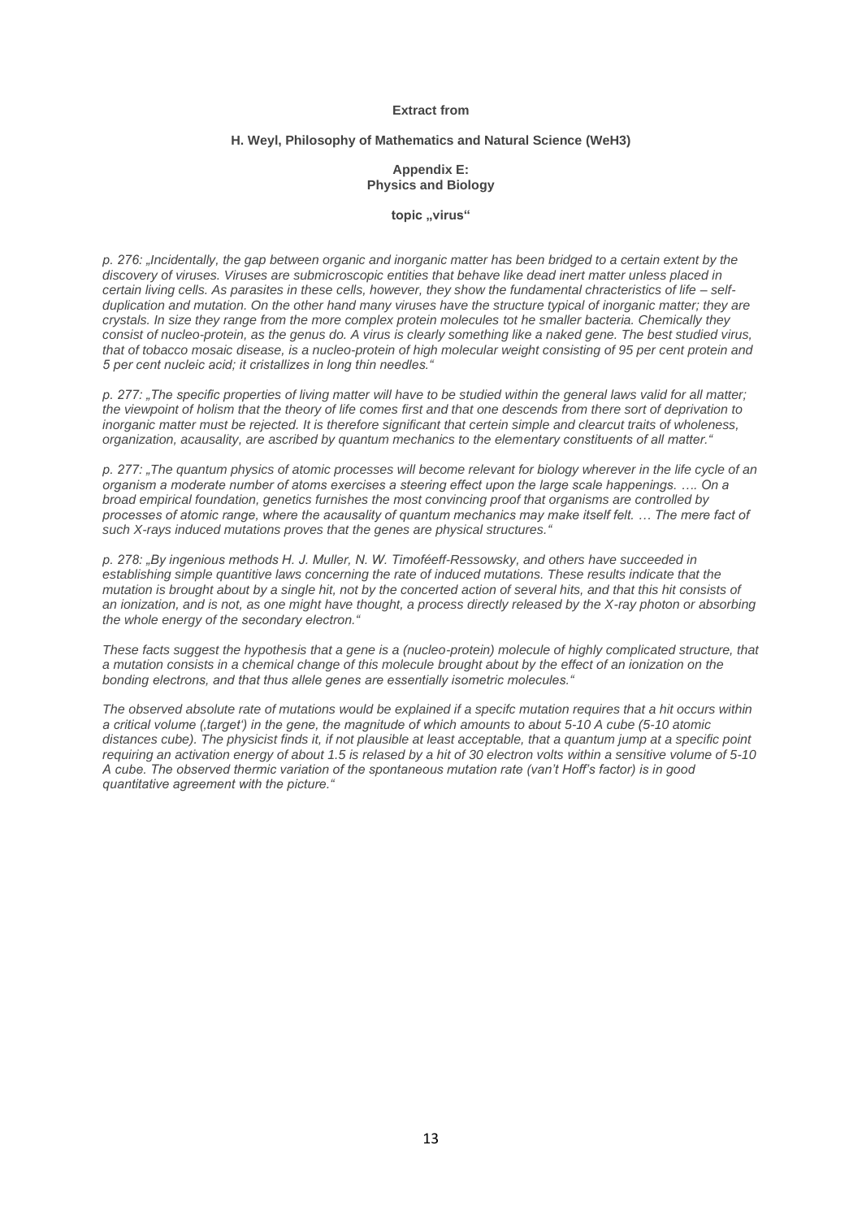**Extract from**

**H. Weyl, Philosophy of Mathematics and Natural Science (WeH3)**

**Appendix E:**
**Physics and Biology**

**topic „virus“**

*p. 276: „Incidentally, the gap between organic and inorganic matter has been bridged to a certain extent by the discovery of viruses. Viruses are submicroscopic entities that behave like dead inert matter unless placed in certain living cells. As parasites in these cells, however, they show the fundamental chracteristics of life – self-duplication and mutation. On the other hand many viruses have the structure typical of inorganic matter; they are crystals. In size they range from the more complex protein molecules tot he smaller bacteria. Chemically they consist of nucleo-protein, as the genus do. A virus is clearly something like a naked gene. The best studied virus, that of tobacco mosaic disease, is a nucleo-protein of high molecular weight consisting of 95 per cent protein and 5 per cent nucleic acid; it cristallizes in long thin needles.“*

*p. 277: „The specific properties of living matter will have to be studied within the general laws valid for all matter; the viewpoint of holism that the theory of life comes first and that one descends from there sort of deprivation to inorganic matter must be rejected. It is therefore significant that certein simple and clearcut traits of wholeness, organization, acausality, are ascribed by quantum mechanics to the elementary constituents of all matter.“*

*p. 277: „The quantum physics of atomic processes will become relevant for biology wherever in the life cycle of an organism a moderate number of atoms exercises a steering effect upon the large scale happenings. …. On a broad empirical foundation, genetics furnishes the most convincing proof that organisms are controlled by processes of atomic range, where the acausality of quantum mechanics may make itself felt. … The mere fact of such X-rays induced mutations proves that the genes are physical structures.“*

*p. 278: „By ingenious methods H. J. Muller, N. W. Timoféeff-Ressowsky, and others have succeeded in establishing simple quantitive laws concerning the rate of induced mutations. These results indicate that the mutation is brought about by a single hit, not by the concerted action of several hits, and that this hit consists of an ionization, and is not, as one might have thought, a process directly released by the X-ray photon or absorbing the whole energy of the secondary electron.“*

*These facts suggest the hypothesis that a gene is a (nucleo-protein) molecule of highly complicated structure, that a mutation consists in a chemical change of this molecule brought about by the effect of an ionization on the bonding electrons, and that thus allele genes are essentially isometric molecules.“*

*The observed absolute rate of mutations would be explained if a specifc mutation requires that a hit occurs within a critical volume (‚target‘) in the gene, the magnitude of which amounts to about 5-10 A cube (5-10 atomic distances cube). The physicist finds it, if not plausible at least acceptable, that a quantum jump at a specific point requiring an activation energy of about 1.5 is relased by a hit of 30 electron volts within a sensitive volume of 5-10 A cube. The observed thermic variation of the spontaneous mutation rate (van't Hoff's factor) is in good quantitative agreement with the picture.“*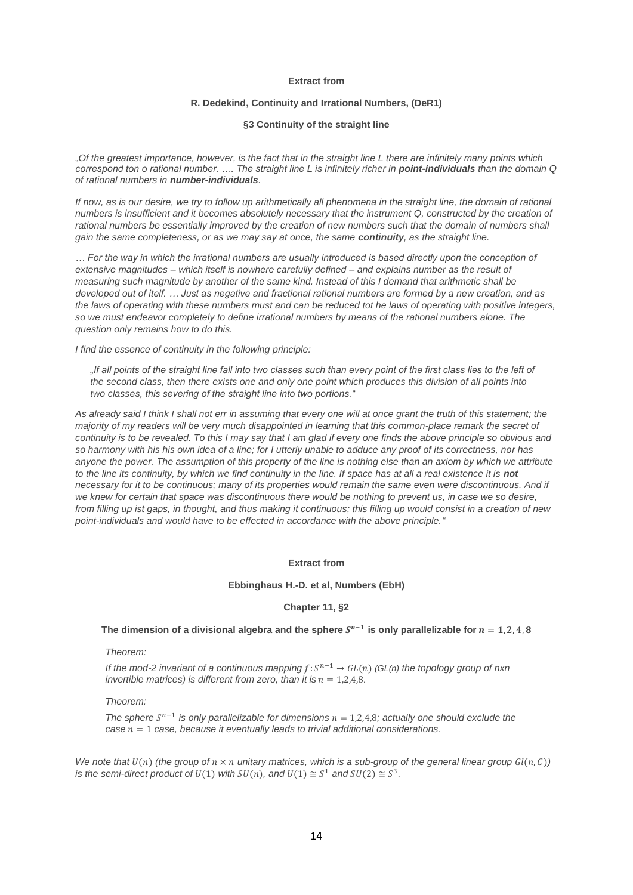**Extract from**

**R. Dedekind, Continuity and Irrational Numbers, (DeR1)**

**§3 Continuity of the straight line**

*„Of the greatest importance, however, is the fact that in the straight line L there are infinitely many points which correspond ton o rational number. …. The straight line L is infinitely richer in **point-individuals** than the domain Q of rational numbers in **number-individuals**.*

*If now, as is our desire, we try to follow up arithmetically all phenomena in the straight line, the domain of rational numbers is insufficient and it becomes absolutely necessary that the instrument Q, constructed by the creation of rational numbers be essentially improved by the creation of new numbers such that the domain of numbers shall gain the same completeness, or as we may say at once, the same **continuity**, as the straight line.*

*… For the way in which the irrational numbers are usually introduced is based directly upon the conception of extensive magnitudes – which itself is nowhere carefully defined – and explains number as the result of measuring such magnitude by another of the same kind. Instead of this I demand that arithmetic shall be developed out of itelf. … Just as negative and fractional rational numbers are formed by a new creation, and as the laws of operating with these numbers must and can be reduced tot he laws of operating with positive integers, so we must endeavor completely to define irrational numbers by means of the rational numbers alone. The question only remains how to do this.*

*I find the essence of continuity in the following principle:*

> *„If all points of the straight line fall into two classes such than every point of the first class lies to the left of the second class, then there exists one and only one point which produces this division of all points into two classes, this severing of the straight line into two portions."*

*As already said I think I shall not err in assuming that every one will at once grant the truth of this statement; the majority of my readers will be very much disappointed in learning that this common-place remark the secret of continuity is to be revealed. To this I may say that I am glad if every one finds the above principle so obvious and so harmony with his his own idea of a line; for I utterly unable to adduce any proof of its correctness, nor has anyone the power. The assumption of this property of the line is nothing else than an axiom by which we attribute to the line its continuity, by which we find continuity in the line. If space has at all a real existence it is **not** necessary for it to be continuous; many of its properties would remain the same even were discontinuous. And if we knew for certain that space was discontinuous there would be nothing to prevent us, in case we so desire, from filling up ist gaps, in thought, and thus making it continuous; this filling up would consist in a creation of new point-individuals and would have to be effected in accordance with the above principle."*

**Extract from**

**Ebbinghaus H.-D. et al, Numbers (EbH)**

**Chapter 11, §2**

**The dimension of a divisional algebra and the sphere $S^{n-1}$ is only parallelizable for $n = 1, 2, 4, 8$**

> *Theorem:*
>
> *If the mod-2 invariant of a continuous mapping $f: S^{n-1} \to GL(n)$ (GL(n) the topology group of nxn invertible matrices) is different from zero, than it is $n = 1,2,4,8$.*
>
> *Theorem:*
>
> *The sphere $S^{n-1}$ is only parallelizable for dimensions $n = 1,2,4,8$; actually one should exclude the case $n = 1$ case, because it eventually leads to trivial additional considerations.*

*We note that $U(n)$ (the group of $n \times n$ unitary matrices, which is a sub-group of the general linear group $Gl(n, C)$) is the semi-direct product of $U(1)$ with $SU(n)$, and $U(1) \cong S^1$ and $SU(2) \cong S^3$.*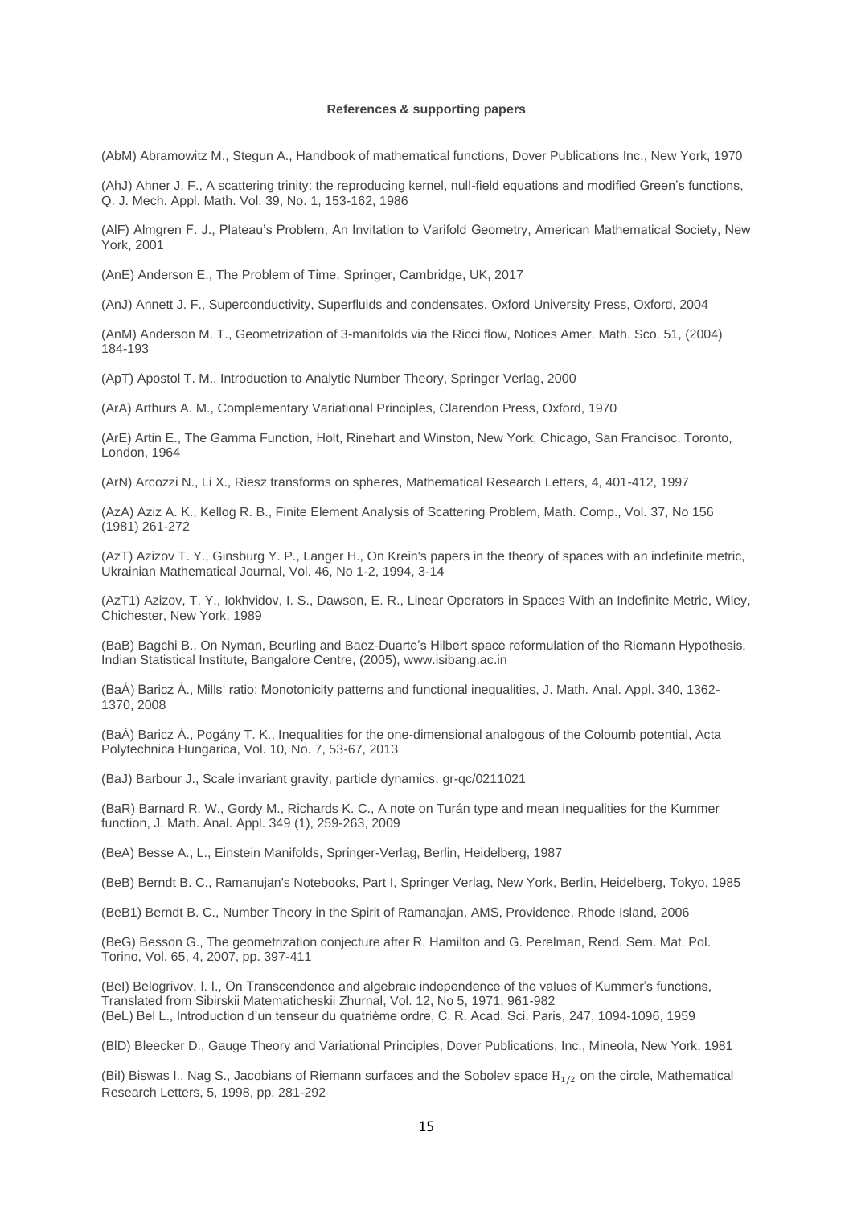**References & supporting papers**

(AbM) Abramowitz M., Stegun A., Handbook of mathematical functions, Dover Publications Inc., New York, 1970

(AhJ) Ahner J. F., A scattering trinity: the reproducing kernel, null-field equations and modified Green's functions, Q. J. Mech. Appl. Math. Vol. 39, No. 1, 153-162, 1986

(AlF) Almgren F. J., Plateau's Problem, An Invitation to Varifold Geometry, American Mathematical Society, New York, 2001

(AnE) Anderson E., The Problem of Time, Springer, Cambridge, UK, 2017

(AnJ) Annett J. F., Superconductivity, Superfluids and condensates, Oxford University Press, Oxford, 2004

(AnM) Anderson M. T., Geometrization of 3-manifolds via the Ricci flow, Notices Amer. Math. Sco. 51, (2004) 184-193

(ApT) Apostol T. M., Introduction to Analytic Number Theory, Springer Verlag, 2000

(ArA) Arthurs A. M., Complementary Variational Principles, Clarendon Press, Oxford, 1970

(ArE) Artin E., The Gamma Function, Holt, Rinehart and Winston, New York, Chicago, San Francisoc, Toronto, London, 1964

(ArN) Arcozzi N., Li X., Riesz transforms on spheres, Mathematical Research Letters, 4, 401-412, 1997

(AzA) Aziz A. K., Kellog R. B., Finite Element Analysis of Scattering Problem, Math. Comp., Vol. 37, No 156 (1981) 261-272

(AzT) Azizov T. Y., Ginsburg Y. P., Langer H., On Krein's papers in the theory of spaces with an indefinite metric, Ukrainian Mathematical Journal, Vol. 46, No 1-2, 1994, 3-14

(AzT1) Azizov, T. Y., Iokhvidov, I. S., Dawson, E. R., Linear Operators in Spaces With an Indefinite Metric, Wiley, Chichester, New York, 1989

(BaB) Bagchi B., On Nyman, Beurling and Baez-Duarte's Hilbert space reformulation of the Riemann Hypothesis, Indian Statistical Institute, Bangalore Centre, (2005), www.isibang.ac.in

(BaÁ) Baricz À., Mills' ratio: Monotonicity patterns and functional inequalities, J. Math. Anal. Appl. 340, 1362-1370, 2008

(BaÀ) Baricz Á., Pogány T. K., Inequalities for the one-dimensional analogous of the Coloumb potential, Acta Polytechnica Hungarica, Vol. 10, No. 7, 53-67, 2013

(BaJ) Barbour J., Scale invariant gravity, particle dynamics, gr-qc/0211021

(BaR) Barnard R. W., Gordy M., Richards K. C., A note on Turán type and mean inequalities for the Kummer function, J. Math. Anal. Appl. 349 (1), 259-263, 2009

(BeA) Besse A., L., Einstein Manifolds, Springer-Verlag, Berlin, Heidelberg, 1987

(BeB) Berndt B. C., Ramanujan's Notebooks, Part I, Springer Verlag, New York, Berlin, Heidelberg, Tokyo, 1985

(BeB1) Berndt B. C., Number Theory in the Spirit of Ramanajan, AMS, Providence, Rhode Island, 2006

(BeG) Besson G., The geometrization conjecture after R. Hamilton and G. Perelman, Rend. Sem. Mat. Pol. Torino, Vol. 65, 4, 2007, pp. 397-411

(BeI) Belogrivov, I. I., On Transcendence and algebraic independence of the values of Kummer's functions, Translated from Sibirskii Matematicheskii Zhurnal, Vol. 12, No 5, 1971, 961-982

(BeL) Bel L., Introduction d'un tenseur du quatrième ordre, C. R. Acad. Sci. Paris, 247, 1094-1096, 1959

(BlD) Bleecker D., Gauge Theory and Variational Principles, Dover Publications, Inc., Mineola, New York, 1981

(BiI) Biswas I., Nag S., Jacobians of Riemann surfaces and the Sobolev space $H_{1/2}$ on the circle, Mathematical Research Letters, 5, 1998, pp. 281-292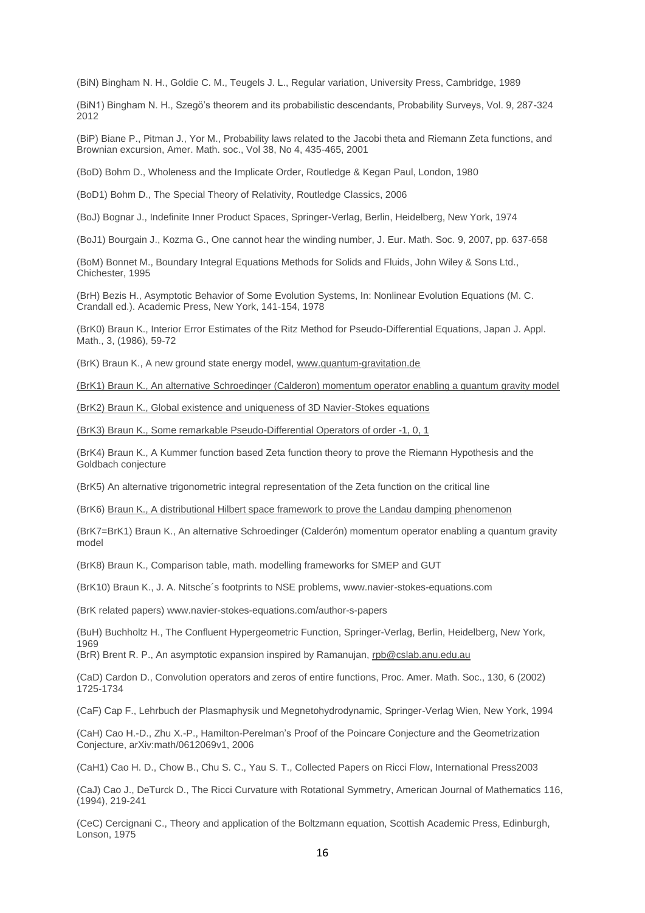(BiN) Bingham N. H., Goldie C. M., Teugels J. L., Regular variation, University Press, Cambridge, 1989

(BiN1) Bingham N. H., Szegö's theorem and its probabilistic descendants, Probability Surveys, Vol. 9, 287-324 2012

(BiP) Biane P., Pitman J., Yor M., Probability laws related to the Jacobi theta and Riemann Zeta functions, and Brownian excursion, Amer. Math. soc., Vol 38, No 4, 435-465, 2001

(BoD) Bohm D., Wholeness and the Implicate Order, Routledge & Kegan Paul, London, 1980

(BoD1) Bohm D., The Special Theory of Relativity, Routledge Classics, 2006

(BoJ) Bognar J., Indefinite Inner Product Spaces, Springer-Verlag, Berlin, Heidelberg, New York, 1974

(BoJ1) Bourgain J., Kozma G., One cannot hear the winding number, J. Eur. Math. Soc. 9, 2007, pp. 637-658

(BoM) Bonnet M., Boundary Integral Equations Methods for Solids and Fluids, John Wiley & Sons Ltd., Chichester, 1995

(BrH) Bezis H., Asymptotic Behavior of Some Evolution Systems, In: Nonlinear Evolution Equations (M. C. Crandall ed.). Academic Press, New York, 141-154, 1978

(BrK0) Braun K., Interior Error Estimates of the Ritz Method for Pseudo-Differential Equations, Japan J. Appl. Math., 3, (1986), 59-72

(BrK) Braun K., A new ground state energy model, www.quantum-gravitation.de

(BrK1) Braun K., An alternative Schroedinger (Calderon) momentum operator enabling a quantum gravity model

(BrK2) Braun K., Global existence and uniqueness of 3D Navier-Stokes equations

(BrK3) Braun K., Some remarkable Pseudo-Differential Operators of order -1, 0, 1

(BrK4) Braun K., A Kummer function based Zeta function theory to prove the Riemann Hypothesis and the Goldbach conjecture

(BrK5) An alternative trigonometric integral representation of the Zeta function on the critical line

(BrK6) Braun K., A distributional Hilbert space framework to prove the Landau damping phenomenon

(BrK7=BrK1) Braun K., An alternative Schroedinger (Calderón) momentum operator enabling a quantum gravity model

(BrK8) Braun K., Comparison table, math. modelling frameworks for SMEP and GUT

(BrK10) Braun K., J. A. Nitsche´s footprints to NSE problems, www.navier-stokes-equations.com

(BrK related papers) www.navier-stokes-equations.com/author-s-papers

(BuH) Buchholtz H., The Confluent Hypergeometric Function, Springer-Verlag, Berlin, Heidelberg, New York, 1969

(BrR) Brent R. P., An asymptotic expansion inspired by Ramanujan, rpb@cslab.anu.edu.au

(CaD) Cardon D., Convolution operators and zeros of entire functions, Proc. Amer. Math. Soc., 130, 6 (2002) 1725-1734

(CaF) Cap F., Lehrbuch der Plasmaphysik und Megnetohydrodynamic, Springer-Verlag Wien, New York, 1994

(CaH) Cao H.-D., Zhu X.-P., Hamilton-Perelman's Proof of the Poincare Conjecture and the Geometrization Conjecture, arXiv:math/0612069v1, 2006

(CaH1) Cao H. D., Chow B., Chu S. C., Yau S. T., Collected Papers on Ricci Flow, International Press2003

(CaJ) Cao J., DeTurck D., The Ricci Curvature with Rotational Symmetry, American Journal of Mathematics 116, (1994), 219-241

(CeC) Cercignani C., Theory and application of the Boltzmann equation, Scottish Academic Press, Edinburgh, Lonson, 1975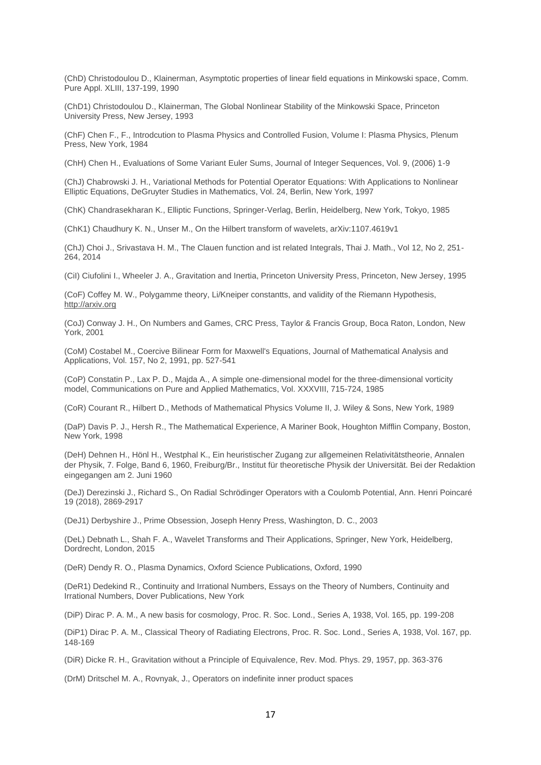(ChD) Christodoulou D., Klainerman, Asymptotic properties of linear field equations in Minkowski space, Comm. Pure Appl. XLIII, 137-199, 1990

(ChD1) Christodoulou D., Klainerman, The Global Nonlinear Stability of the Minkowski Space, Princeton University Press, New Jersey, 1993

(ChF) Chen F., F., Introdcution to Plasma Physics and Controlled Fusion, Volume I: Plasma Physics, Plenum Press, New York, 1984

(ChH) Chen H., Evaluations of Some Variant Euler Sums, Journal of Integer Sequences, Vol. 9, (2006) 1-9

(ChJ) Chabrowski J. H., Variational Methods for Potential Operator Equations: With Applications to Nonlinear Elliptic Equations, DeGruyter Studies in Mathematics, Vol. 24, Berlin, New York, 1997

(ChK) Chandrasekharan K., Elliptic Functions, Springer-Verlag, Berlin, Heidelberg, New York, Tokyo, 1985

(ChK1) Chaudhury K. N., Unser M., On the Hilbert transform of wavelets, arXiv:1107.4619v1

(ChJ) Choi J., Srivastava H. M., The Clauen function and ist related Integrals, Thai J. Math., Vol 12, No 2, 251-264, 2014

(CiI) Ciufolini I., Wheeler J. A., Gravitation and Inertia, Princeton University Press, Princeton, New Jersey, 1995

(CoF) Coffey M. W., Polygamme theory, Li/Kneiper constantts, and validity of the Riemann Hypothesis, http://arxiv.org

(CoJ) Conway J. H., On Numbers and Games, CRC Press, Taylor & Francis Group, Boca Raton, London, New York, 2001

(CoM) Costabel M., Coercive Bilinear Form for Maxwell's Equations, Journal of Mathematical Analysis and Applications, Vol. 157, No 2, 1991, pp. 527-541

(CoP) Constatin P., Lax P. D., Majda A., A simple one-dimensional model for the three-dimensional vorticity model, Communications on Pure and Applied Mathematics, Vol. XXXVIII, 715-724, 1985

(CoR) Courant R., Hilbert D., Methods of Mathematical Physics Volume II, J. Wiley & Sons, New York, 1989

(DaP) Davis P. J., Hersh R., The Mathematical Experience, A Mariner Book, Houghton Mifflin Company, Boston, New York, 1998

(DeH) Dehnen H., Hönl H., Westphal K., Ein heuristischer Zugang zur allgemeinen Relativitätstheorie, Annalen der Physik, 7. Folge, Band 6, 1960, Freiburg/Br., Institut für theoretische Physik der Universität. Bei der Redaktion eingegangen am 2. Juni 1960

(DeJ) Derezinski J., Richard S., On Radial Schrödinger Operators with a Coulomb Potential, Ann. Henri Poincaré 19 (2018), 2869-2917

(DeJ1) Derbyshire J., Prime Obsession, Joseph Henry Press, Washington, D. C., 2003

(DeL) Debnath L., Shah F. A., Wavelet Transforms and Their Applications, Springer, New York, Heidelberg, Dordrecht, London, 2015

(DeR) Dendy R. O., Plasma Dynamics, Oxford Science Publications, Oxford, 1990

(DeR1) Dedekind R., Continuity and Irrational Numbers, Essays on the Theory of Numbers, Continuity and Irrational Numbers, Dover Publications, New York

(DiP) Dirac P. A. M., A new basis for cosmology, Proc. R. Soc. Lond., Series A, 1938, Vol. 165, pp. 199-208

(DiP1) Dirac P. A. M., Classical Theory of Radiating Electrons, Proc. R. Soc. Lond., Series A, 1938, Vol. 167, pp. 148-169

(DiR) Dicke R. H., Gravitation without a Principle of Equivalence, Rev. Mod. Phys. 29, 1957, pp. 363-376

(DrM) Dritschel M. A., Rovnyak, J., Operators on indefinite inner product spaces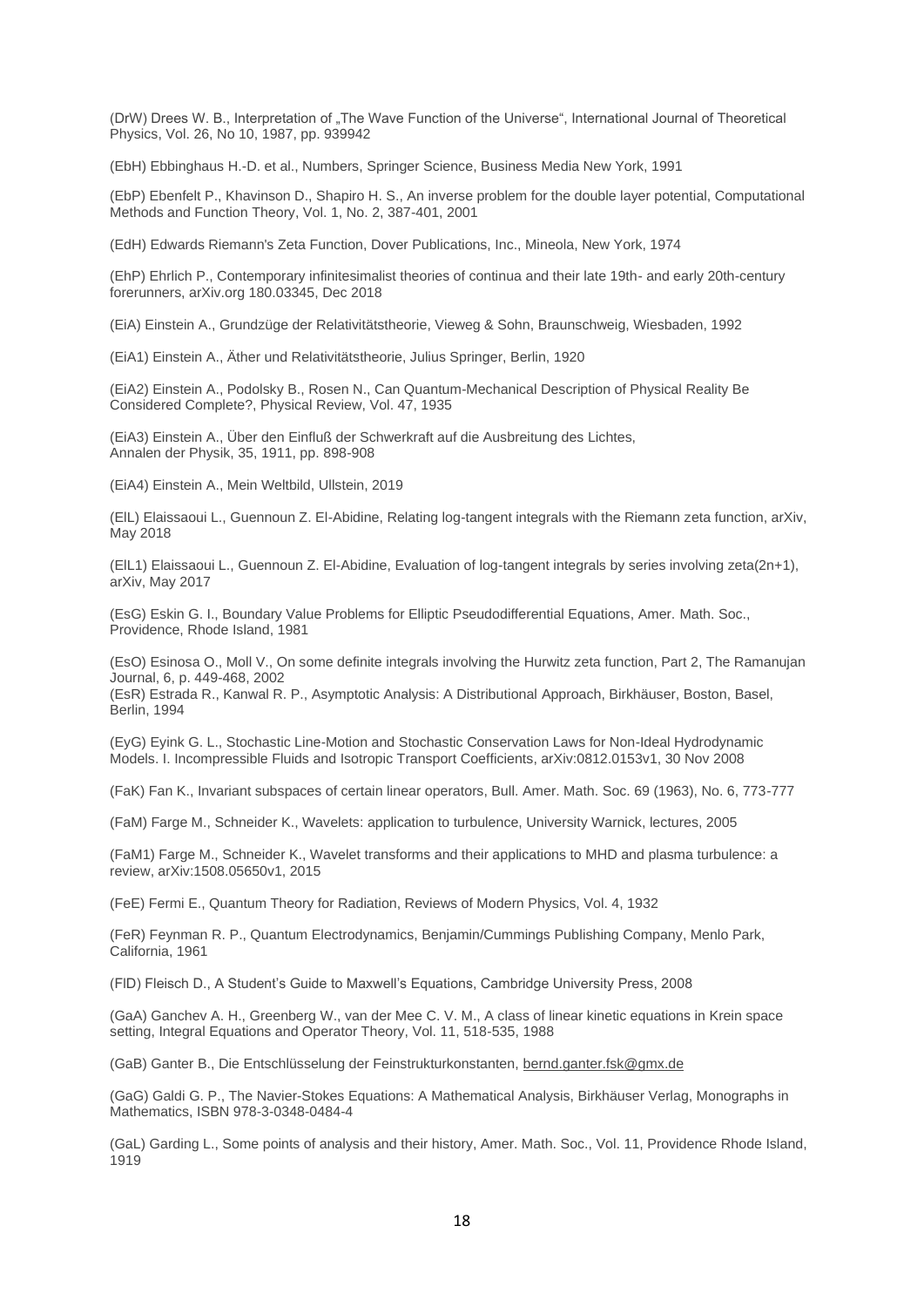(DrW) Drees W. B., Interpretation of „The Wave Function of the Universe“, International Journal of Theoretical Physics, Vol. 26, No 10, 1987, pp. 939942

(EbH) Ebbinghaus H.-D. et al., Numbers, Springer Science, Business Media New York, 1991

(EbP) Ebenfelt P., Khavinson D., Shapiro H. S., An inverse problem for the double layer potential, Computational Methods and Function Theory, Vol. 1, No. 2, 387-401, 2001

(EdH) Edwards Riemann's Zeta Function, Dover Publications, Inc., Mineola, New York, 1974

(EhP) Ehrlich P., Contemporary infinitesimalist theories of continua and their late 19th- and early 20th-century forerunners, arXiv.org 180.03345, Dec 2018

(EiA) Einstein A., Grundzüge der Relativitätstheorie, Vieweg & Sohn, Braunschweig, Wiesbaden, 1992

(EiA1) Einstein A., Äther und Relativitätstheorie, Julius Springer, Berlin, 1920

(EiA2) Einstein A., Podolsky B., Rosen N., Can Quantum-Mechanical Description of Physical Reality Be Considered Complete?, Physical Review, Vol. 47, 1935

(EiA3) Einstein A., Über den Einfluß der Schwerkraft auf die Ausbreitung des Lichtes, Annalen der Physik, 35, 1911, pp. 898-908

(EiA4) Einstein A., Mein Weltbild, Ullstein, 2019

(ElL) Elaissaoui L., Guennoun Z. El-Abidine, Relating log-tangent integrals with the Riemann zeta function, arXiv, May 2018

(ElL1) Elaissaoui L., Guennoun Z. El-Abidine, Evaluation of log-tangent integrals by series involving zeta(2n+1), arXiv, May 2017

(EsG) Eskin G. I., Boundary Value Problems for Elliptic Pseudodifferential Equations, Amer. Math. Soc., Providence, Rhode Island, 1981

(EsO) Esinosa O., Moll V., On some definite integrals involving the Hurwitz zeta function, Part 2, The Ramanujan Journal, 6, p. 449-468, 2002
(EsR) Estrada R., Kanwal R. P., Asymptotic Analysis: A Distributional Approach, Birkhäuser, Boston, Basel, Berlin, 1994

(EyG) Eyink G. L., Stochastic Line-Motion and Stochastic Conservation Laws for Non-Ideal Hydrodynamic Models. I. Incompressible Fluids and Isotropic Transport Coefficients, arXiv:0812.0153v1, 30 Nov 2008

(FaK) Fan K., Invariant subspaces of certain linear operators, Bull. Amer. Math. Soc. 69 (1963), No. 6, 773-777

(FaM) Farge M., Schneider K., Wavelets: application to turbulence, University Warnick, lectures, 2005

(FaM1) Farge M., Schneider K., Wavelet transforms and their applications to MHD and plasma turbulence: a review, arXiv:1508.05650v1, 2015

(FeE) Fermi E., Quantum Theory for Radiation, Reviews of Modern Physics, Vol. 4, 1932

(FeR) Feynman R. P., Quantum Electrodynamics, Benjamin/Cummings Publishing Company, Menlo Park, California, 1961

(FlD) Fleisch D., A Student's Guide to Maxwell's Equations, Cambridge University Press, 2008

(GaA) Ganchev A. H., Greenberg W., van der Mee C. V. M., A class of linear kinetic equations in Krein space setting, Integral Equations and Operator Theory, Vol. 11, 518-535, 1988

(GaB) Ganter B., Die Entschlüsselung der Feinstrukturkonstanten, bernd.ganter.fsk@gmx.de

(GaG) Galdi G. P., The Navier-Stokes Equations: A Mathematical Analysis, Birkhäuser Verlag, Monographs in Mathematics, ISBN 978-3-0348-0484-4

(GaL) Garding L., Some points of analysis and their history, Amer. Math. Soc., Vol. 11, Providence Rhode Island, 1919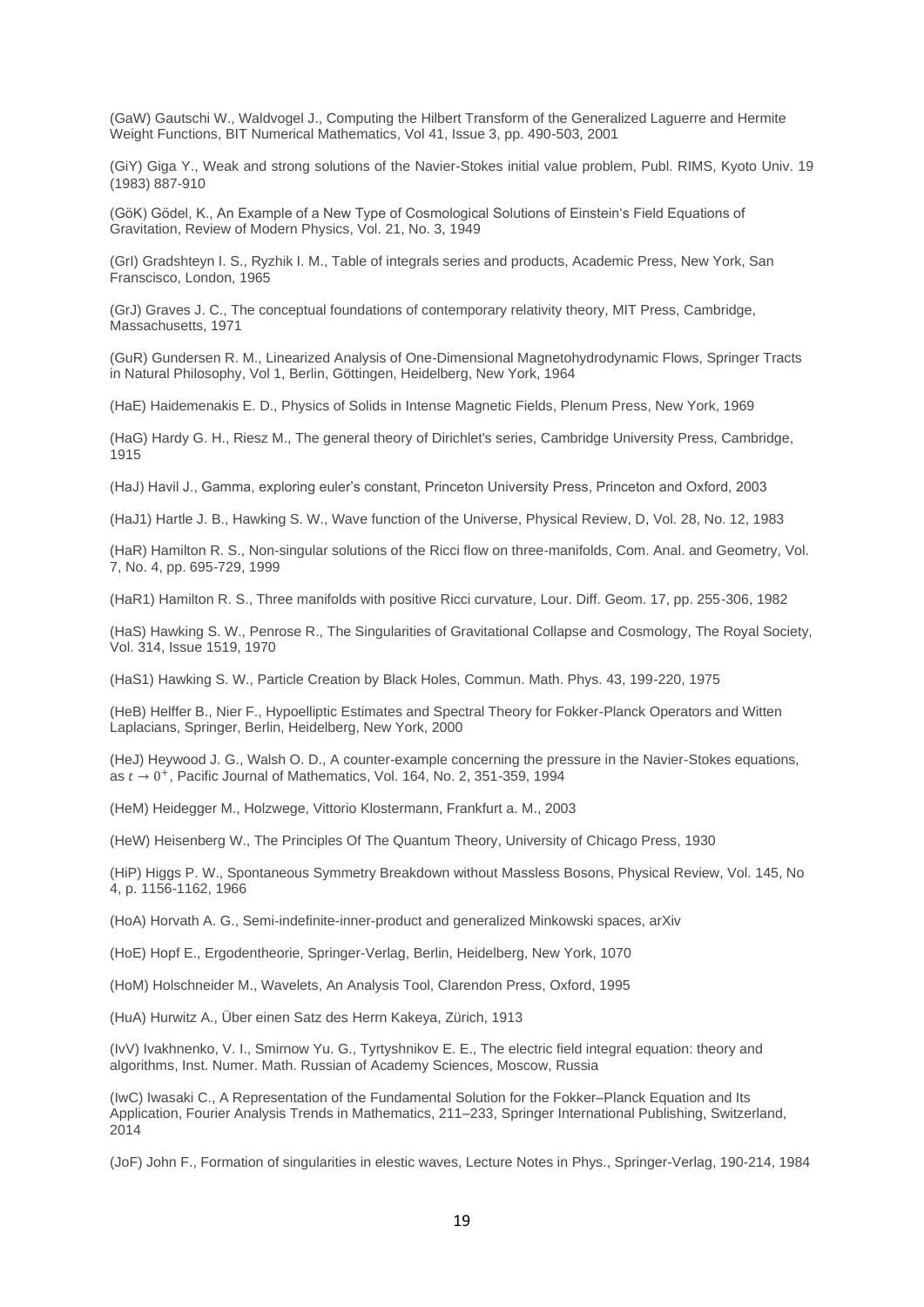(GaW) Gautschi W., Waldvogel J., Computing the Hilbert Transform of the Generalized Laguerre and Hermite Weight Functions, BIT Numerical Mathematics, Vol 41, Issue 3, pp. 490-503, 2001

(GiY) Giga Y., Weak and strong solutions of the Navier-Stokes initial value problem, Publ. RIMS, Kyoto Univ. 19 (1983) 887-910

(GöK) Gödel, K., An Example of a New Type of Cosmological Solutions of Einstein's Field Equations of Gravitation, Review of Modern Physics, Vol. 21, No. 3, 1949

(GrI) Gradshteyn I. S., Ryzhik I. M., Table of integrals series and products, Academic Press, New York, San Franscisco, London, 1965

(GrJ) Graves J. C., The conceptual foundations of contemporary relativity theory, MIT Press, Cambridge, Massachusetts, 1971

(GuR) Gundersen R. M., Linearized Analysis of One-Dimensional Magnetohydrodynamic Flows, Springer Tracts in Natural Philosophy, Vol 1, Berlin, Göttingen, Heidelberg, New York, 1964

(HaE) Haidemenakis E. D., Physics of Solids in Intense Magnetic Fields, Plenum Press, New York, 1969

(HaG) Hardy G. H., Riesz M., The general theory of Dirichlet's series, Cambridge University Press, Cambridge, 1915

(HaJ) Havil J., Gamma, exploring euler's constant, Princeton University Press, Princeton and Oxford, 2003

(HaJ1) Hartle J. B., Hawking S. W., Wave function of the Universe, Physical Review, D, Vol. 28, No. 12, 1983

(HaR) Hamilton R. S., Non-singular solutions of the Ricci flow on three-manifolds, Com. Anal. and Geometry, Vol. 7, No. 4, pp. 695-729, 1999

(HaR1) Hamilton R. S., Three manifolds with positive Ricci curvature, Lour. Diff. Geom. 17, pp. 255-306, 1982

(HaS) Hawking S. W., Penrose R., The Singularities of Gravitational Collapse and Cosmology, The Royal Society, Vol. 314, Issue 1519, 1970

(HaS1) Hawking S. W., Particle Creation by Black Holes, Commun. Math. Phys. 43, 199-220, 1975

(HeB) Helffer B., Nier F., Hypoelliptic Estimates and Spectral Theory for Fokker-Planck Operators and Witten Laplacians, Springer, Berlin, Heidelberg, New York, 2000

(HeJ) Heywood J. G., Walsh O. D., A counter-example concerning the pressure in the Navier-Stokes equations, as $t \to 0^+$, Pacific Journal of Mathematics, Vol. 164, No. 2, 351-359, 1994

(HeM) Heidegger M., Holzwege, Vittorio Klostermann, Frankfurt a. M., 2003

(HeW) Heisenberg W., The Principles Of The Quantum Theory, University of Chicago Press, 1930

(HiP) Higgs P. W., Spontaneous Symmetry Breakdown without Massless Bosons, Physical Review, Vol. 145, No 4, p. 1156-1162, 1966

(HoA) Horvath A. G., Semi-indefinite-inner-product and generalized Minkowski spaces, arXiv

(HoE) Hopf E., Ergodentheorie, Springer-Verlag, Berlin, Heidelberg, New York, 1070

(HoM) Holschneider M., Wavelets, An Analysis Tool, Clarendon Press, Oxford, 1995

(HuA) Hurwitz A., Über einen Satz des Herrn Kakeya, Zürich, 1913

(IvV) Ivakhnenko, V. I., Smirnow Yu. G., Tyrtyshnikov E. E., The electric field integral equation: theory and algorithms, Inst. Numer. Math. Russian of Academy Sciences, Moscow, Russia

(IwC) Iwasaki C., A Representation of the Fundamental Solution for the Fokker–Planck Equation and Its Application, Fourier Analysis Trends in Mathematics, 211–233, Springer International Publishing, Switzerland, 2014

(JoF) John F., Formation of singularities in elestic waves, Lecture Notes in Phys., Springer-Verlag, 190-214, 1984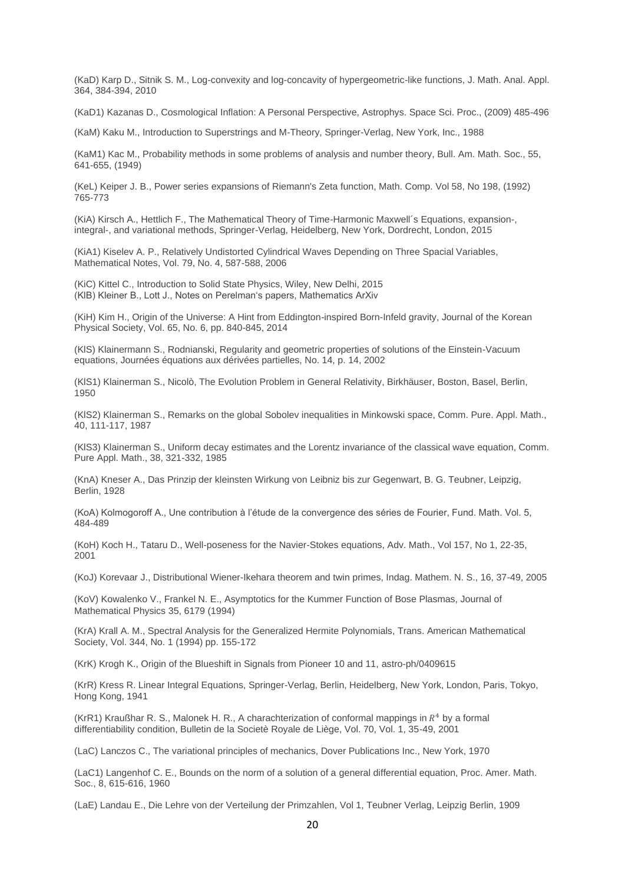(KaD) Karp D., Sitnik S. M., Log-convexity and log-concavity of hypergeometric-like functions, J. Math. Anal. Appl. 364, 384-394, 2010

(KaD1) Kazanas D., Cosmological Inflation: A Personal Perspective, Astrophys. Space Sci. Proc., (2009) 485-496

(KaM) Kaku M., Introduction to Superstrings and M-Theory, Springer-Verlag, New York, Inc., 1988

(KaM1) Kac M., Probability methods in some problems of analysis and number theory, Bull. Am. Math. Soc., 55, 641-655, (1949)

(KeL) Keiper J. B., Power series expansions of Riemann's Zeta function, Math. Comp. Vol 58, No 198, (1992) 765-773

(KiA) Kirsch A., Hettlich F., The Mathematical Theory of Time-Harmonic Maxwell´s Equations, expansion-, integral-, and variational methods, Springer-Verlag, Heidelberg, New York, Dordrecht, London, 2015

(KiA1) Kiselev A. P., Relatively Undistorted Cylindrical Waves Depending on Three Spacial Variables, Mathematical Notes, Vol. 79, No. 4, 587-588, 2006

(KiC) Kittel C., Introduction to Solid State Physics, Wiley, New Delhi, 2015
(KlB) Kleiner B., Lott J., Notes on Perelman's papers, Mathematics ArXiv

(KiH) Kim H., Origin of the Universe: A Hint from Eddington-inspired Born-Infeld gravity, Journal of the Korean Physical Society, Vol. 65, No. 6, pp. 840-845, 2014

(KlS) Klainermann S., Rodnianski, Regularity and geometric properties of solutions of the Einstein-Vacuum equations, Journées équations aux dérivées partielles, No. 14, p. 14, 2002

(KlS1) Klainerman S., Nicolò, The Evolution Problem in General Relativity, Birkhäuser, Boston, Basel, Berlin, 1950

(KlS2) Klainerman S., Remarks on the global Sobolev inequalities in Minkowski space, Comm. Pure. Appl. Math., 40, 111-117, 1987

(KlS3) Klainerman S., Uniform decay estimates and the Lorentz invariance of the classical wave equation, Comm. Pure Appl. Math., 38, 321-332, 1985

(KnA) Kneser A., Das Prinzip der kleinsten Wirkung von Leibniz bis zur Gegenwart, B. G. Teubner, Leipzig, Berlin, 1928

(KoA) Kolmogoroff A., Une contribution à l'étude de la convergence des séries de Fourier, Fund. Math. Vol. 5, 484-489

(KoH) Koch H., Tataru D., Well-poseness for the Navier-Stokes equations, Adv. Math., Vol 157, No 1, 22-35, 2001

(KoJ) Korevaar J., Distributional Wiener-Ikehara theorem and twin primes, Indag. Mathem. N. S., 16, 37-49, 2005

(KoV) Kowalenko V., Frankel N. E., Asymptotics for the Kummer Function of Bose Plasmas, Journal of Mathematical Physics 35, 6179 (1994)

(KrA) Krall A. M., Spectral Analysis for the Generalized Hermite Polynomials, Trans. American Mathematical Society, Vol. 344, No. 1 (1994) pp. 155-172

(KrK) Krogh K., Origin of the Blueshift in Signals from Pioneer 10 and 11, astro-ph/0409615

(KrR) Kress R. Linear Integral Equations, Springer-Verlag, Berlin, Heidelberg, New York, London, Paris, Tokyo, Hong Kong, 1941

(KrR1) Kraußhar R. S., Malonek H. R., A charachterization of conformal mappings in $R^4$ by a formal differentiability condition, Bulletin de la Societè Royale de Liège, Vol. 70, Vol. 1, 35-49, 2001

(LaC) Lanczos C., The variational principles of mechanics, Dover Publications Inc., New York, 1970

(LaC1) Langenhof C. E., Bounds on the norm of a solution of a general differential equation, Proc. Amer. Math. Soc., 8, 615-616, 1960

(LaE) Landau E., Die Lehre von der Verteilung der Primzahlen, Vol 1, Teubner Verlag, Leipzig Berlin, 1909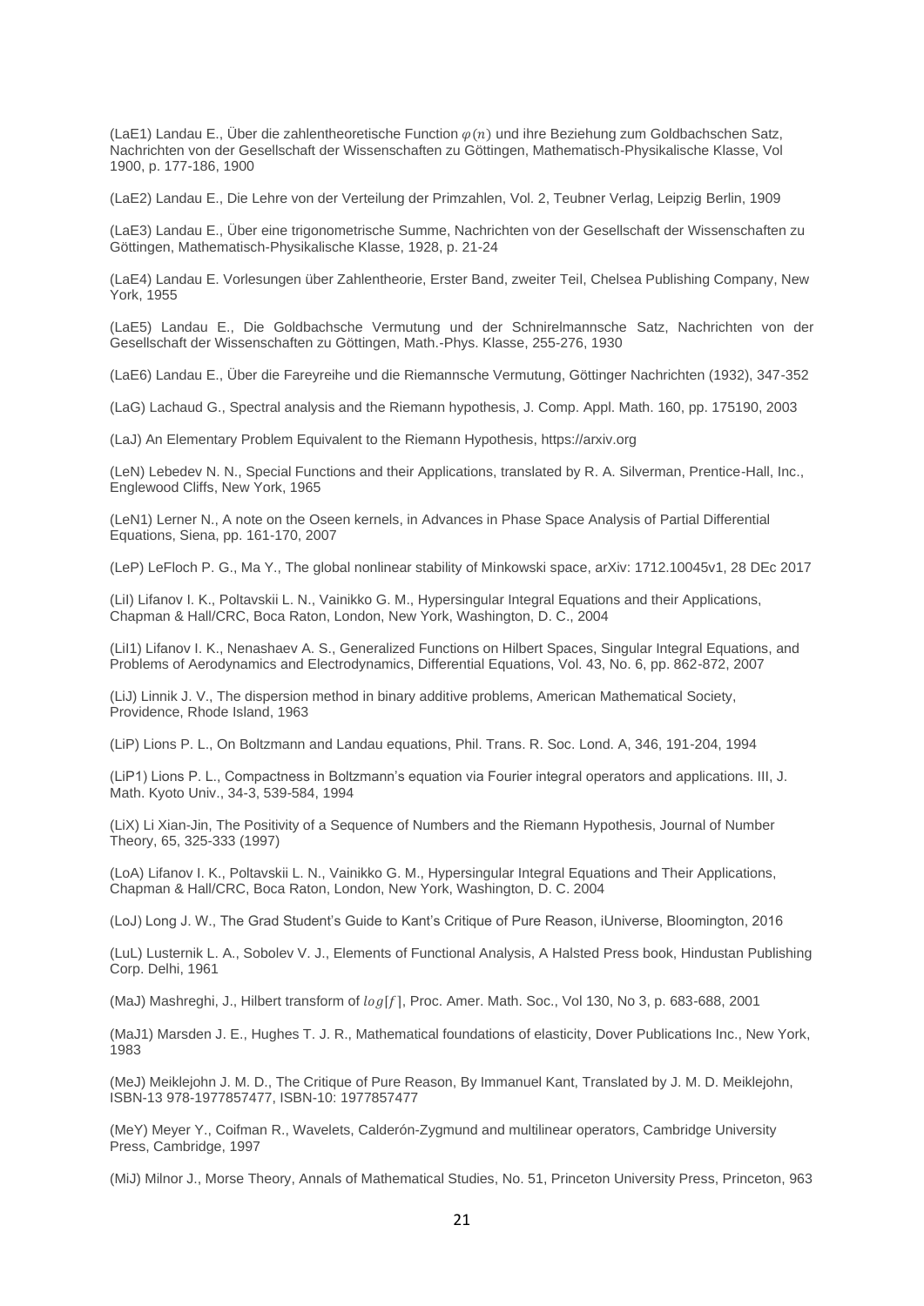(LaE1) Landau E., Über die zahlentheoretische Function $\varphi(n)$ und ihre Beziehung zum Goldbachschen Satz, Nachrichten von der Gesellschaft der Wissenschaften zu Göttingen, Mathematisch-Physikalische Klasse, Vol 1900, p. 177-186, 1900

(LaE2) Landau E., Die Lehre von der Verteilung der Primzahlen, Vol. 2, Teubner Verlag, Leipzig Berlin, 1909

(LaE3) Landau E., Über eine trigonometrische Summe, Nachrichten von der Gesellschaft der Wissenschaften zu Göttingen, Mathematisch-Physikalische Klasse, 1928, p. 21-24

(LaE4) Landau E. Vorlesungen über Zahlentheorie, Erster Band, zweiter Teil, Chelsea Publishing Company, New York, 1955

(LaE5) Landau E., Die Goldbachsche Vermutung und der Schnirelmannsche Satz, Nachrichten von der Gesellschaft der Wissenschaften zu Göttingen, Math.-Phys. Klasse, 255-276, 1930

(LaE6) Landau E., Über die Fareyreihe und die Riemannsche Vermutung, Göttinger Nachrichten (1932), 347-352

(LaG) Lachaud G., Spectral analysis and the Riemann hypothesis, J. Comp. Appl. Math. 160, pp. 175190, 2003

(LaJ) An Elementary Problem Equivalent to the Riemann Hypothesis, https://arxiv.org

(LeN) Lebedev N. N., Special Functions and their Applications, translated by R. A. Silverman, Prentice-Hall, Inc., Englewood Cliffs, New York, 1965

(LeN1) Lerner N., A note on the Oseen kernels, in Advances in Phase Space Analysis of Partial Differential Equations, Siena, pp. 161-170, 2007

(LeP) LeFloch P. G., Ma Y., The global nonlinear stability of Minkowski space, arXiv: 1712.10045v1, 28 DEc 2017

(LiI) Lifanov I. K., Poltavskii L. N., Vainikko G. M., Hypersingular Integral Equations and their Applications, Chapman & Hall/CRC, Boca Raton, London, New York, Washington, D. C., 2004

(LiI1) Lifanov I. K., Nenashaev A. S., Generalized Functions on Hilbert Spaces, Singular Integral Equations, and Problems of Aerodynamics and Electrodynamics, Differential Equations, Vol. 43, No. 6, pp. 862-872, 2007

(LiJ) Linnik J. V., The dispersion method in binary additive problems, American Mathematical Society, Providence, Rhode Island, 1963

(LiP) Lions P. L., On Boltzmann and Landau equations, Phil. Trans. R. Soc. Lond. A, 346, 191-204, 1994

(LiP1) Lions P. L., Compactness in Boltzmann's equation via Fourier integral operators and applications. III, J. Math. Kyoto Univ., 34-3, 539-584, 1994

(LiX) Li Xian-Jin, The Positivity of a Sequence of Numbers and the Riemann Hypothesis, Journal of Number Theory, 65, 325-333 (1997)

(LoA) Lifanov I. K., Poltavskii L. N., Vainikko G. M., Hypersingular Integral Equations and Their Applications, Chapman & Hall/CRC, Boca Raton, London, New York, Washington, D. C. 2004

(LoJ) Long J. W., The Grad Student's Guide to Kant's Critique of Pure Reason, iUniverse, Bloomington, 2016

(LuL) Lusternik L. A., Sobolev V. J., Elements of Functional Analysis, A Halsted Press book, Hindustan Publishing Corp. Delhi, 1961

(MaJ) Mashreghi, J., Hilbert transform of $log[f]$, Proc. Amer. Math. Soc., Vol 130, No 3, p. 683-688, 2001

(MaJ1) Marsden J. E., Hughes T. J. R., Mathematical foundations of elasticity, Dover Publications Inc., New York, 1983

(MeJ) Meiklejohn J. M. D., The Critique of Pure Reason, By Immanuel Kant, Translated by J. M. D. Meiklejohn, ISBN-13 978-1977857477, ISBN-10: 1977857477

(MeY) Meyer Y., Coifman R., Wavelets, Calderón-Zygmund and multilinear operators, Cambridge University Press, Cambridge, 1997

(MiJ) Milnor J., Morse Theory, Annals of Mathematical Studies, No. 51, Princeton University Press, Princeton, 963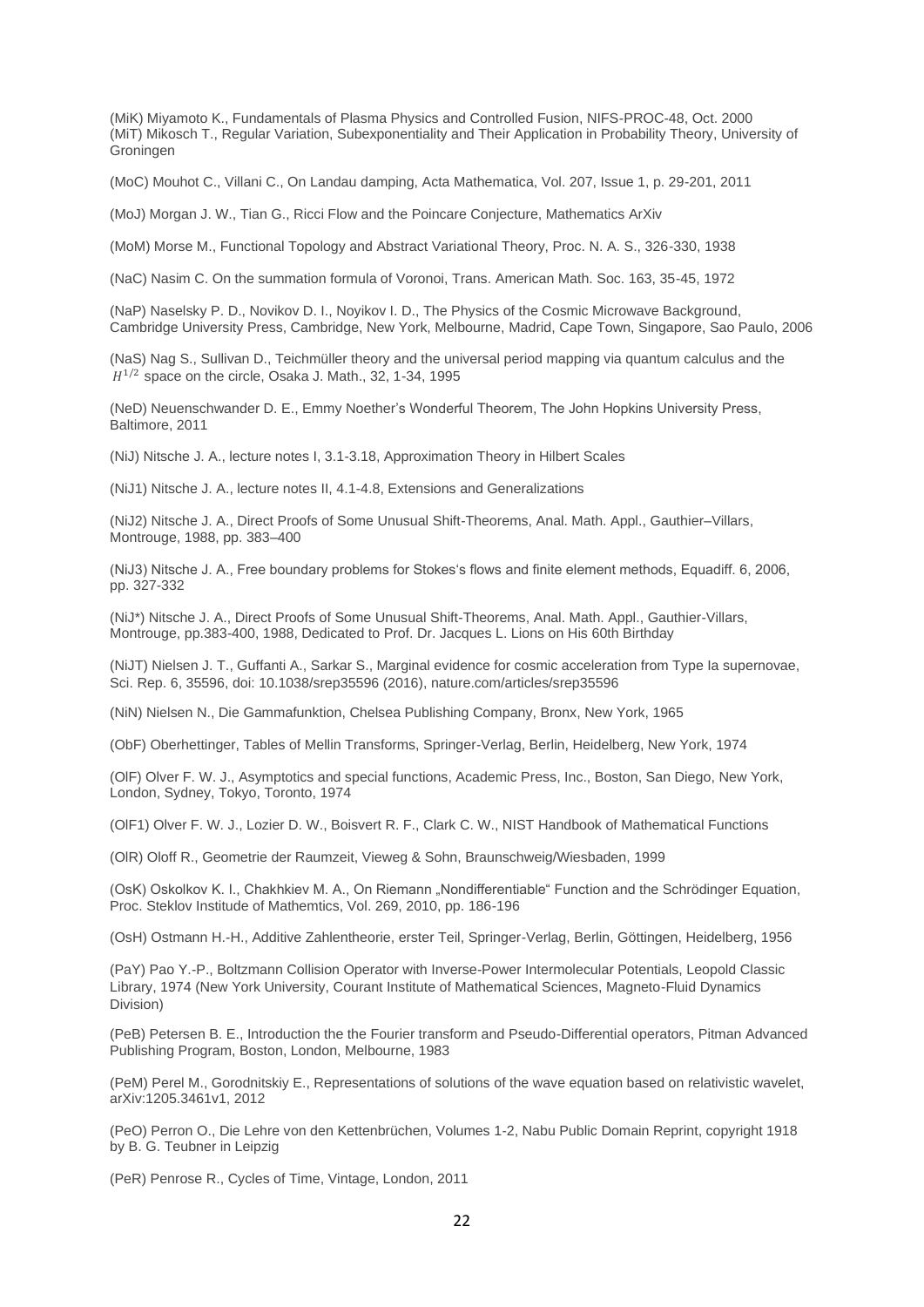(MiK) Miyamoto K., Fundamentals of Plasma Physics and Controlled Fusion, NIFS-PROC-48, Oct. 2000
(MiT) Mikosch T., Regular Variation, Subexponentiality and Their Application in Probability Theory, University of Groningen

(MoC) Mouhot C., Villani C., On Landau damping, Acta Mathematica, Vol. 207, Issue 1, p. 29-201, 2011

(MoJ) Morgan J. W., Tian G., Ricci Flow and the Poincare Conjecture, Mathematics ArXiv

(MoM) Morse M., Functional Topology and Abstract Variational Theory, Proc. N. A. S., 326-330, 1938

(NaC) Nasim C. On the summation formula of Voronoi, Trans. American Math. Soc. 163, 35-45, 1972

(NaP) Naselsky P. D., Novikov D. I., Noyikov I. D., The Physics of the Cosmic Microwave Background, Cambridge University Press, Cambridge, New York, Melbourne, Madrid, Cape Town, Singapore, Sao Paulo, 2006

(NaS) Nag S., Sullivan D., Teichmüller theory and the universal period mapping via quantum calculus and the $H^{1/2}$ space on the circle, Osaka J. Math., 32, 1-34, 1995

(NeD) Neuenschwander D. E., Emmy Noether's Wonderful Theorem, The John Hopkins University Press, Baltimore, 2011

(NiJ) Nitsche J. A., lecture notes I, 3.1-3.18, Approximation Theory in Hilbert Scales

(NiJ1) Nitsche J. A., lecture notes II, 4.1-4.8, Extensions and Generalizations

(NiJ2) Nitsche J. A., Direct Proofs of Some Unusual Shift-Theorems, Anal. Math. Appl., Gauthier–Villars, Montrouge, 1988, pp. 383–400

(NiJ3) Nitsche J. A., Free boundary problems for Stokes's flows and finite element methods, Equadiff. 6, 2006, pp. 327-332

(NiJ*) Nitsche J. A., Direct Proofs of Some Unusual Shift-Theorems, Anal. Math. Appl., Gauthier-Villars, Montrouge, pp.383-400, 1988, Dedicated to Prof. Dr. Jacques L. Lions on His 60th Birthday

(NiJT) Nielsen J. T., Guffanti A., Sarkar S., Marginal evidence for cosmic acceleration from Type Ia supernovae, Sci. Rep. 6, 35596, doi: 10.1038/srep35596 (2016), nature.com/articles/srep35596

(NiN) Nielsen N., Die Gammafunktion, Chelsea Publishing Company, Bronx, New York, 1965

(ObF) Oberhettinger, Tables of Mellin Transforms, Springer-Verlag, Berlin, Heidelberg, New York, 1974

(OlF) Olver F. W. J., Asymptotics and special functions, Academic Press, Inc., Boston, San Diego, New York, London, Sydney, Tokyo, Toronto, 1974

(OlF1) Olver F. W. J., Lozier D. W., Boisvert R. F., Clark C. W., NIST Handbook of Mathematical Functions

(OlR) Oloff R., Geometrie der Raumzeit, Vieweg & Sohn, Braunschweig/Wiesbaden, 1999

(OsK) Oskolkov K. I., Chakhkiev M. A., On Riemann „Nondifferentiable" Function and the Schrödinger Equation, Proc. Steklov Institude of Mathemtics, Vol. 269, 2010, pp. 186-196

(OsH) Ostmann H.-H., Additive Zahlentheorie, erster Teil, Springer-Verlag, Berlin, Göttingen, Heidelberg, 1956

(PaY) Pao Y.-P., Boltzmann Collision Operator with Inverse-Power Intermolecular Potentials, Leopold Classic Library, 1974 (New York University, Courant Institute of Mathematical Sciences, Magneto-Fluid Dynamics Division)

(PeB) Petersen B. E., Introduction the the Fourier transform and Pseudo-Differential operators, Pitman Advanced Publishing Program, Boston, London, Melbourne, 1983

(PeM) Perel M., Gorodnitskiy E., Representations of solutions of the wave equation based on relativistic wavelet, arXiv:1205.3461v1, 2012

(PeO) Perron O., Die Lehre von den Kettenbrüchen, Volumes 1-2, Nabu Public Domain Reprint, copyright 1918 by B. G. Teubner in Leipzig

(PeR) Penrose R., Cycles of Time, Vintage, London, 2011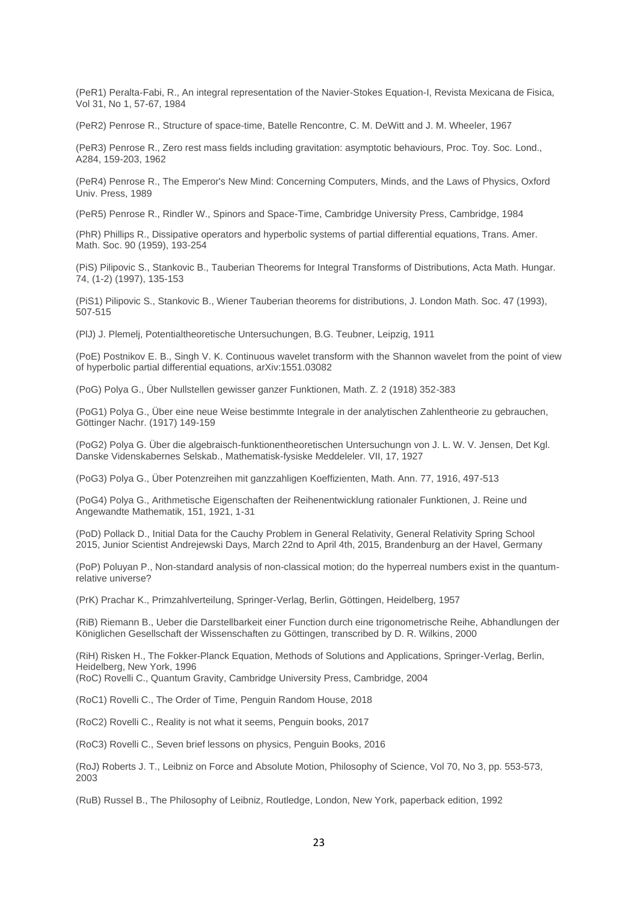(PeR1) Peralta-Fabi, R., An integral representation of the Navier-Stokes Equation-I, Revista Mexicana de Fisica, Vol 31, No 1, 57-67, 1984

(PeR2) Penrose R., Structure of space-time, Batelle Rencontre, C. M. DeWitt and J. M. Wheeler, 1967

(PeR3) Penrose R., Zero rest mass fields including gravitation: asymptotic behaviours, Proc. Toy. Soc. Lond., A284, 159-203, 1962

(PeR4) Penrose R., The Emperor's New Mind: Concerning Computers, Minds, and the Laws of Physics, Oxford Univ. Press, 1989

(PeR5) Penrose R., Rindler W., Spinors and Space-Time, Cambridge University Press, Cambridge, 1984

(PhR) Phillips R., Dissipative operators and hyperbolic systems of partial differential equations, Trans. Amer. Math. Soc. 90 (1959), 193-254

(PiS) Pilipovic S., Stankovic B., Tauberian Theorems for Integral Transforms of Distributions, Acta Math. Hungar. 74, (1-2) (1997), 135-153

(PiS1) Pilipovic S., Stankovic B., Wiener Tauberian theorems for distributions, J. London Math. Soc. 47 (1993), 507-515

(PlJ) J. Plemelj, Potentialtheoretische Untersuchungen, B.G. Teubner, Leipzig, 1911

(PoE) Postnikov E. B., Singh V. K. Continuous wavelet transform with the Shannon wavelet from the point of view of hyperbolic partial differential equations, arXiv:1551.03082

(PoG) Polya G., Über Nullstellen gewisser ganzer Funktionen, Math. Z. 2 (1918) 352-383

(PoG1) Polya G., Über eine neue Weise bestimmte Integrale in der analytischen Zahlentheorie zu gebrauchen, Göttinger Nachr. (1917) 149-159

(PoG2) Polya G. Über die algebraisch-funktionentheoretischen Untersuchungn von J. L. W. V. Jensen, Det Kgl. Danske Videnskabernes Selskab., Mathematisk-fysiske Meddeleler. VII, 17, 1927

(PoG3) Polya G., Über Potenzreihen mit ganzzahligen Koeffizienten, Math. Ann. 77, 1916, 497-513

(PoG4) Polya G., Arithmetische Eigenschaften der Reihenentwicklung rationaler Funktionen, J. Reine und Angewandte Mathematik, 151, 1921, 1-31

(PoD) Pollack D., Initial Data for the Cauchy Problem in General Relativity, General Relativity Spring School 2015, Junior Scientist Andrejewski Days, March 22nd to April 4th, 2015, Brandenburg an der Havel, Germany

(PoP) Poluyan P., Non-standard analysis of non-classical motion; do the hyperreal numbers exist in the quantum-relative universe?

(PrK) Prachar K., Primzahlverteilung, Springer-Verlag, Berlin, Göttingen, Heidelberg, 1957

(RiB) Riemann B., Ueber die Darstellbarkeit einer Function durch eine trigonometrische Reihe, Abhandlungen der Königlichen Gesellschaft der Wissenschaften zu Göttingen, transcribed by D. R. Wilkins, 2000

(RiH) Risken H., The Fokker-Planck Equation, Methods of Solutions and Applications, Springer-Verlag, Berlin, Heidelberg, New York, 1996

(RoC) Rovelli C., Quantum Gravity, Cambridge University Press, Cambridge, 2004

(RoC1) Rovelli C., The Order of Time, Penguin Random House, 2018

(RoC2) Rovelli C., Reality is not what it seems, Penguin books, 2017

(RoC3) Rovelli C., Seven brief lessons on physics, Penguin Books, 2016

(RoJ) Roberts J. T., Leibniz on Force and Absolute Motion, Philosophy of Science, Vol 70, No 3, pp. 553-573, 2003

(RuB) Russel B., The Philosophy of Leibniz, Routledge, London, New York, paperback edition, 1992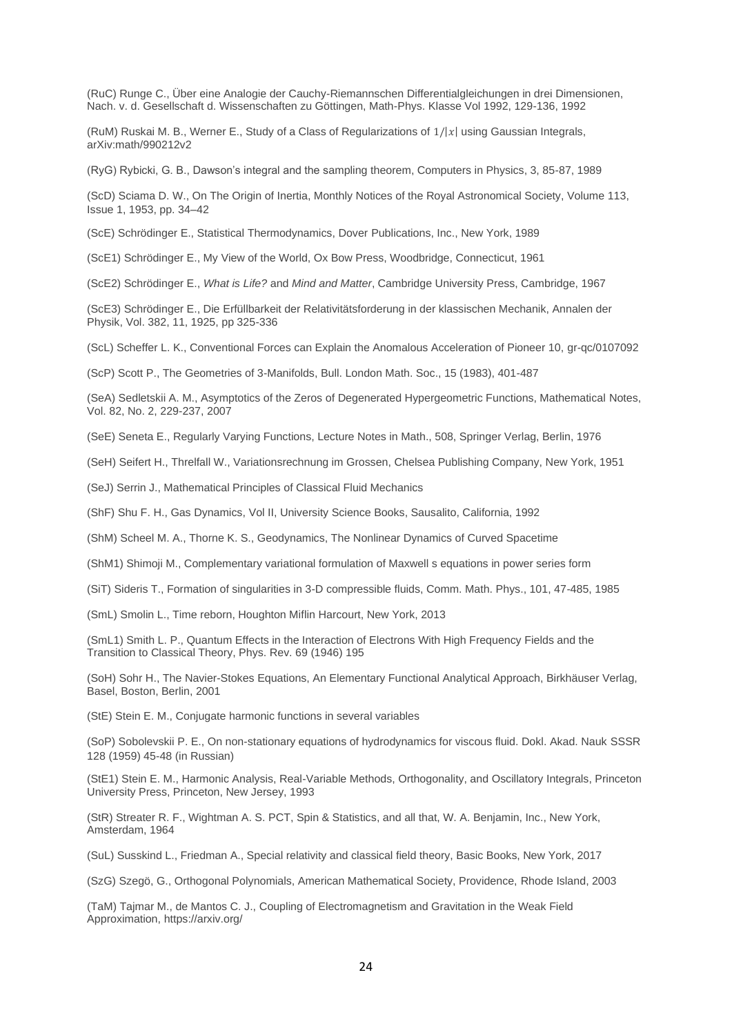(RuC) Runge C., Über eine Analogie der Cauchy-Riemannschen Differentialgleichungen in drei Dimensionen, Nach. v. d. Gesellschaft d. Wissenschaften zu Göttingen, Math-Phys. Klasse Vol 1992, 129-136, 1992

(RuM) Ruskai M. B., Werner E., Study of a Class of Regularizations of $1/|x|$ using Gaussian Integrals, arXiv:math/990212v2

(RyG) Rybicki, G. B., Dawson's integral and the sampling theorem, Computers in Physics, 3, 85-87, 1989

(ScD) Sciama D. W., On The Origin of Inertia, Monthly Notices of the Royal Astronomical Society, Volume 113, Issue 1, 1953, pp. 34–42

(ScE) Schrödinger E., Statistical Thermodynamics, Dover Publications, Inc., New York, 1989

(ScE1) Schrödinger E., My View of the World, Ox Bow Press, Woodbridge, Connecticut, 1961

(ScE2) Schrödinger E., *What is Life?* and *Mind and Matter*, Cambridge University Press, Cambridge, 1967

(ScE3) Schrödinger E., Die Erfüllbarkeit der Relativitätsforderung in der klassischen Mechanik, Annalen der Physik, Vol. 382, 11, 1925, pp 325-336

(ScL) Scheffer L. K., Conventional Forces can Explain the Anomalous Acceleration of Pioneer 10, gr-qc/0107092

(ScP) Scott P., The Geometries of 3-Manifolds, Bull. London Math. Soc., 15 (1983), 401-487

(SeA) Sedletskii A. M., Asymptotics of the Zeros of Degenerated Hypergeometric Functions, Mathematical Notes, Vol. 82, No. 2, 229-237, 2007

(SeE) Seneta E., Regularly Varying Functions, Lecture Notes in Math., 508, Springer Verlag, Berlin, 1976

(SeH) Seifert H., Threlfall W., Variationsrechnung im Grossen, Chelsea Publishing Company, New York, 1951

(SeJ) Serrin J., Mathematical Principles of Classical Fluid Mechanics

(ShF) Shu F. H., Gas Dynamics, Vol II, University Science Books, Sausalito, California, 1992

(ShM) Scheel M. A., Thorne K. S., Geodynamics, The Nonlinear Dynamics of Curved Spacetime

(ShM1) Shimoji M., Complementary variational formulation of Maxwell s equations in power series form

(SiT) Sideris T., Formation of singularities in 3-D compressible fluids, Comm. Math. Phys., 101, 47-485, 1985

(SmL) Smolin L., Time reborn, Houghton Miflin Harcourt, New York, 2013

(SmL1) Smith L. P., Quantum Effects in the Interaction of Electrons With High Frequency Fields and the Transition to Classical Theory, Phys. Rev. 69 (1946) 195

(SoH) Sohr H., The Navier-Stokes Equations, An Elementary Functional Analytical Approach, Birkhäuser Verlag, Basel, Boston, Berlin, 2001

(StE) Stein E. M., Conjugate harmonic functions in several variables

(SoP) Sobolevskii P. E., On non-stationary equations of hydrodynamics for viscous fluid. Dokl. Akad. Nauk SSSR 128 (1959) 45-48 (in Russian)

(StE1) Stein E. M., Harmonic Analysis, Real-Variable Methods, Orthogonality, and Oscillatory Integrals, Princeton University Press, Princeton, New Jersey, 1993

(StR) Streater R. F., Wightman A. S. PCT, Spin & Statistics, and all that, W. A. Benjamin, Inc., New York, Amsterdam, 1964

(SuL) Susskind L., Friedman A., Special relativity and classical field theory, Basic Books, New York, 2017

(SzG) Szegö, G., Orthogonal Polynomials, American Mathematical Society, Providence, Rhode Island, 2003

(TaM) Tajmar M., de Mantos C. J., Coupling of Electromagnetism and Gravitation in the Weak Field Approximation, https://arxiv.org/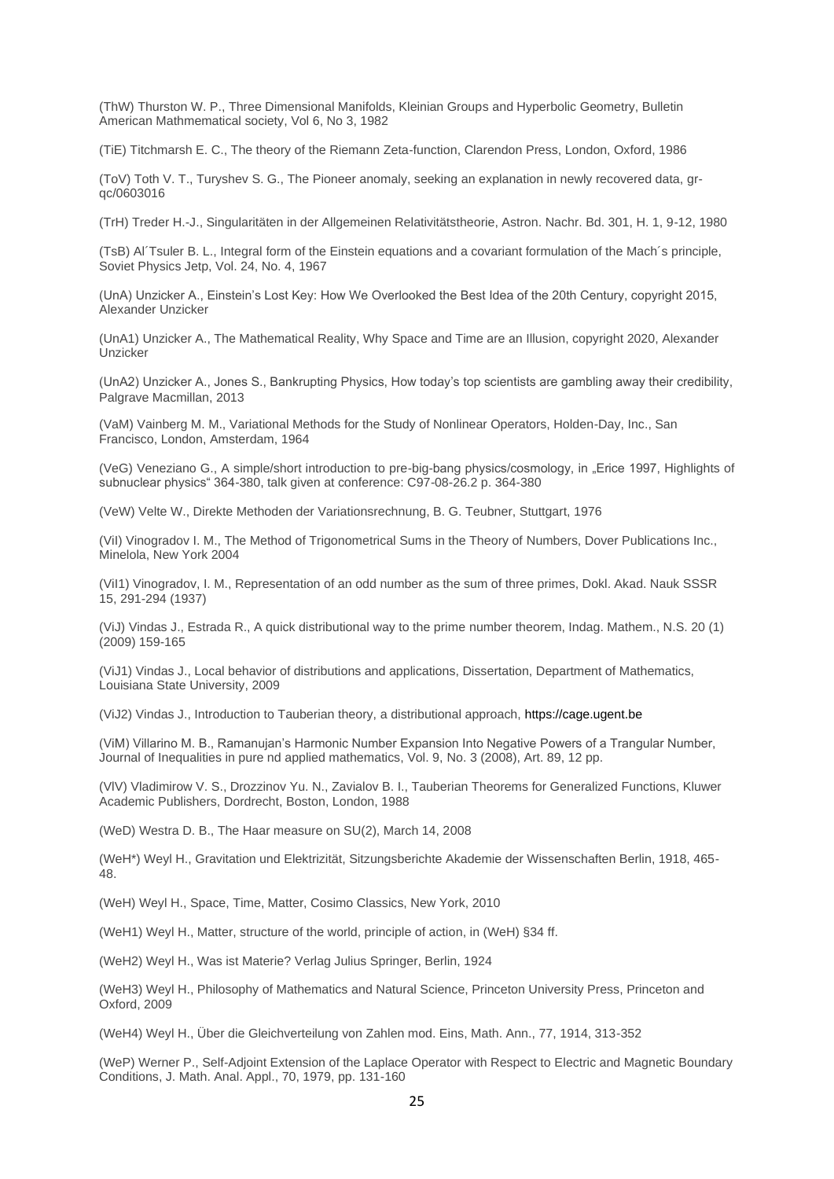(ThW) Thurston W. P., Three Dimensional Manifolds, Kleinian Groups and Hyperbolic Geometry, Bulletin American Mathmematical society, Vol 6, No 3, 1982

(TiE) Titchmarsh E. C., The theory of the Riemann Zeta-function, Clarendon Press, London, Oxford, 1986

(ToV) Toth V. T., Turyshev S. G., The Pioneer anomaly, seeking an explanation in newly recovered data, gr-qc/0603016

(TrH) Treder H.-J., Singularitäten in der Allgemeinen Relativitätstheorie, Astron. Nachr. Bd. 301, H. 1, 9-12, 1980

(TsB) Al´Tsuler B. L., Integral form of the Einstein equations and a covariant formulation of the Mach´s principle, Soviet Physics Jetp, Vol. 24, No. 4, 1967

(UnA) Unzicker A., Einstein's Lost Key: How We Overlooked the Best Idea of the 20th Century, copyright 2015, Alexander Unzicker

(UnA1) Unzicker A., The Mathematical Reality, Why Space and Time are an Illusion, copyright 2020, Alexander Unzicker

(UnA2) Unzicker A., Jones S., Bankrupting Physics, How today's top scientists are gambling away their credibility, Palgrave Macmillan, 2013

(VaM) Vainberg M. M., Variational Methods for the Study of Nonlinear Operators, Holden-Day, Inc., San Francisco, London, Amsterdam, 1964

(VeG) Veneziano G., A simple/short introduction to pre-big-bang physics/cosmology, in „Erice 1997, Highlights of subnuclear physics" 364-380, talk given at conference: C97-08-26.2 p. 364-380

(VeW) Velte W., Direkte Methoden der Variationsrechnung, B. G. Teubner, Stuttgart, 1976

(ViI) Vinogradov I. M., The Method of Trigonometrical Sums in the Theory of Numbers, Dover Publications Inc., Minelola, New York 2004

(ViI1) Vinogradov, I. M., Representation of an odd number as the sum of three primes, Dokl. Akad. Nauk SSSR 15, 291-294 (1937)

(ViJ) Vindas J., Estrada R., A quick distributional way to the prime number theorem, Indag. Mathem., N.S. 20 (1) (2009) 159-165

(ViJ1) Vindas J., Local behavior of distributions and applications, Dissertation, Department of Mathematics, Louisiana State University, 2009

(ViJ2) Vindas J., Introduction to Tauberian theory, a distributional approach, https://cage.ugent.be

(ViM) Villarino M. B., Ramanujan's Harmonic Number Expansion Into Negative Powers of a Trangular Number, Journal of Inequalities in pure nd applied mathematics, Vol. 9, No. 3 (2008), Art. 89, 12 pp.

(VlV) Vladimirow V. S., Drozzinov Yu. N., Zavialov B. I., Tauberian Theorems for Generalized Functions, Kluwer Academic Publishers, Dordrecht, Boston, London, 1988

(WeD) Westra D. B., The Haar measure on SU(2), March 14, 2008

(WeH*) Weyl H., Gravitation und Elektrizität, Sitzungsberichte Akademie der Wissenschaften Berlin, 1918, 465-48.

(WeH) Weyl H., Space, Time, Matter, Cosimo Classics, New York, 2010

(WeH1) Weyl H., Matter, structure of the world, principle of action, in (WeH) §34 ff.

(WeH2) Weyl H., Was ist Materie? Verlag Julius Springer, Berlin, 1924

(WeH3) Weyl H., Philosophy of Mathematics and Natural Science, Princeton University Press, Princeton and Oxford, 2009

(WeH4) Weyl H., Über die Gleichverteilung von Zahlen mod. Eins, Math. Ann., 77, 1914, 313-352

(WeP) Werner P., Self-Adjoint Extension of the Laplace Operator with Respect to Electric and Magnetic Boundary Conditions, J. Math. Anal. Appl., 70, 1979, pp. 131-160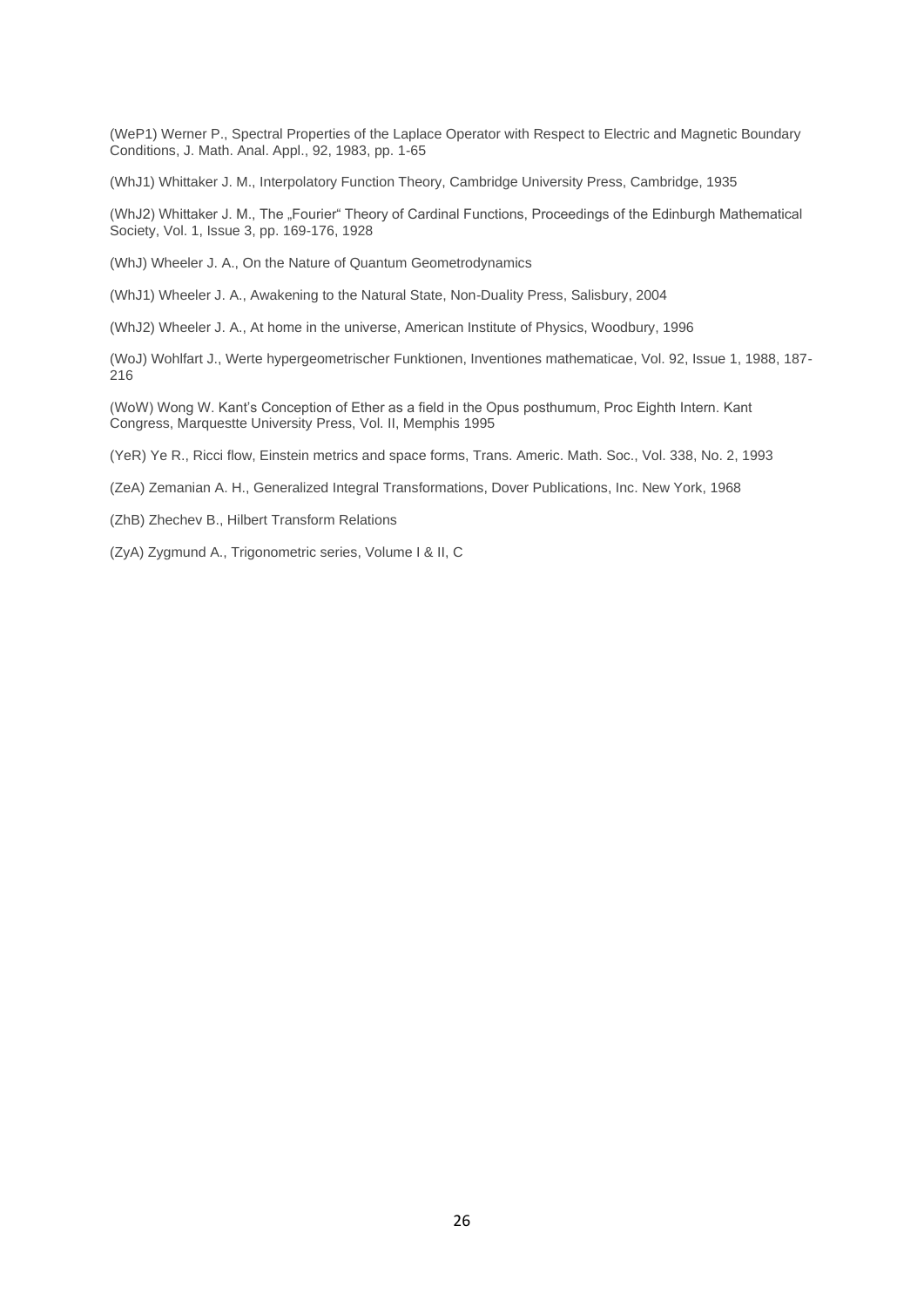(WeP1) Werner P., Spectral Properties of the Laplace Operator with Respect to Electric and Magnetic Boundary Conditions, J. Math. Anal. Appl., 92, 1983, pp. 1-65

(WhJ1) Whittaker J. M., Interpolatory Function Theory, Cambridge University Press, Cambridge, 1935

(WhJ2) Whittaker J. M., The „Fourier" Theory of Cardinal Functions, Proceedings of the Edinburgh Mathematical Society, Vol. 1, Issue 3, pp. 169-176, 1928

(WhJ) Wheeler J. A., On the Nature of Quantum Geometrodynamics

(WhJ1) Wheeler J. A., Awakening to the Natural State, Non-Duality Press, Salisbury, 2004

(WhJ2) Wheeler J. A., At home in the universe, American Institute of Physics, Woodbury, 1996

(WoJ) Wohlfart J., Werte hypergeometrischer Funktionen, Inventiones mathematicae, Vol. 92, Issue 1, 1988, 187-216

(WoW) Wong W. Kant's Conception of Ether as a field in the Opus posthumum, Proc Eighth Intern. Kant Congress, Marquestte University Press, Vol. II, Memphis 1995

(YeR) Ye R., Ricci flow, Einstein metrics and space forms, Trans. Americ. Math. Soc., Vol. 338, No. 2, 1993

(ZeA) Zemanian A. H., Generalized Integral Transformations, Dover Publications, Inc. New York, 1968

(ZhB) Zhechev B., Hilbert Transform Relations

(ZyA) Zygmund A., Trigonometric series, Volume I & II, C